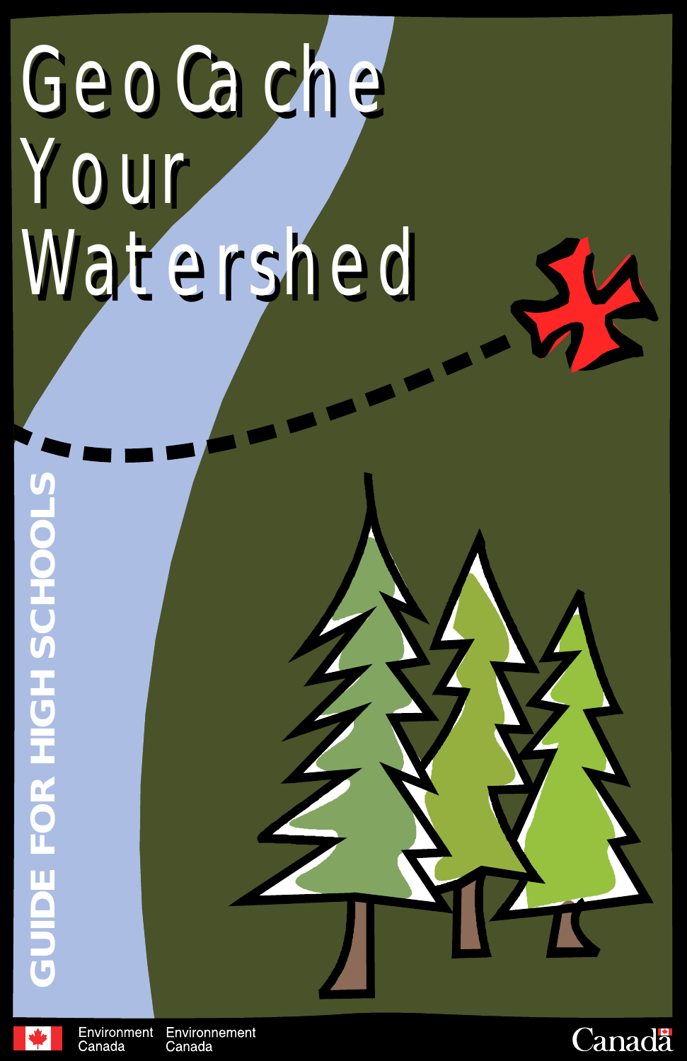# GeoCache Your Watershed

GUIDE FOR HIGH SCHOOLS

Environment Canada Environnement Canada

Canada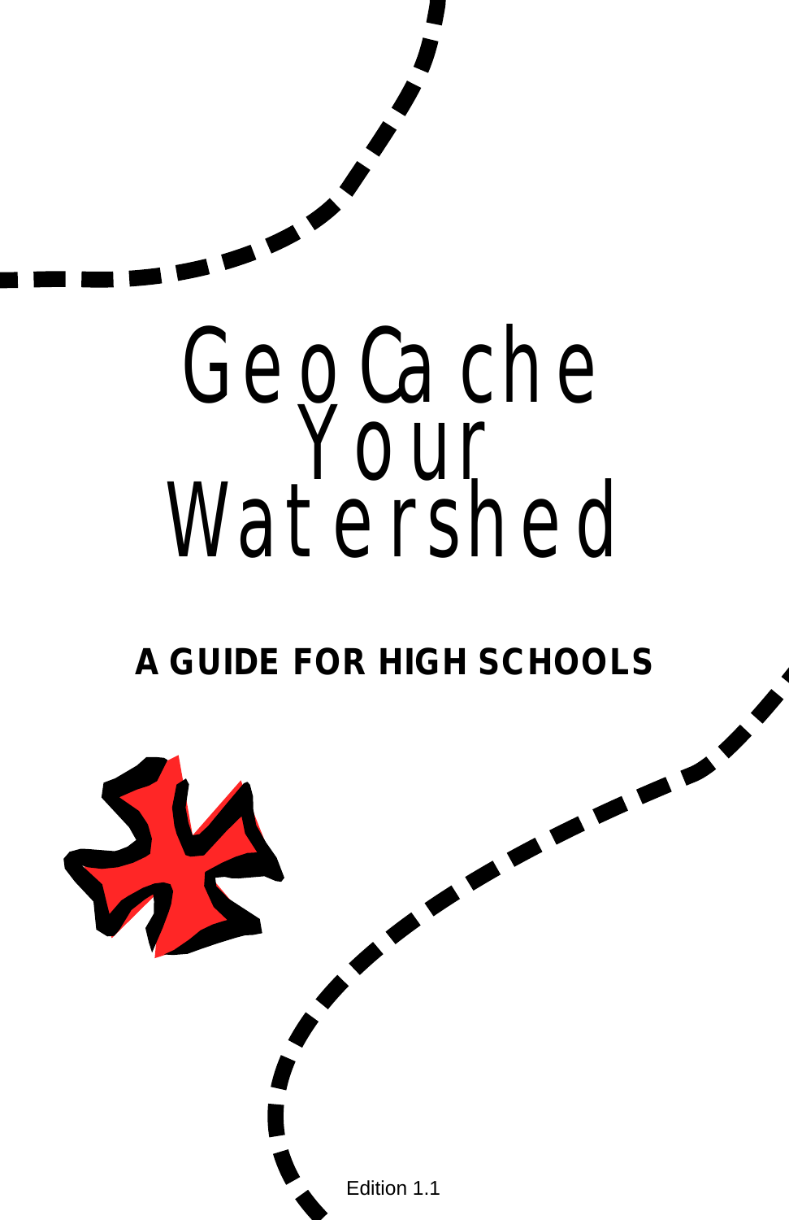# GeoCache Your Watershed

**A GUIDE FOR HIGH SCHOOLS**

Edition 1.1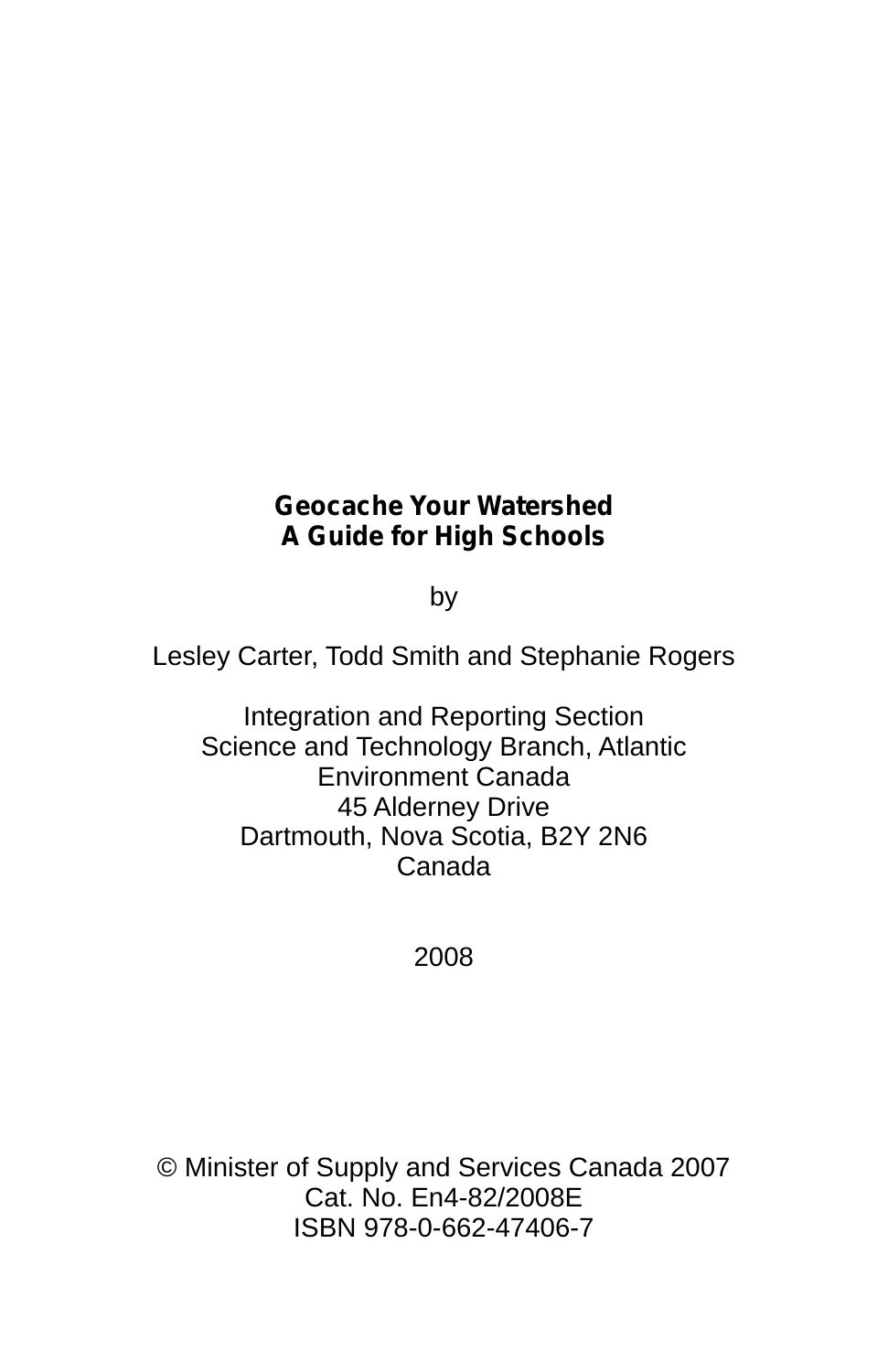**Geocache Your Watershed**
**A Guide for High Schools**

by

Lesley Carter, Todd Smith and Stephanie Rogers

Integration and Reporting Section
Science and Technology Branch, Atlantic
Environment Canada
45 Alderney Drive
Dartmouth, Nova Scotia, B2Y 2N6
Canada

2008

© Minister of Supply and Services Canada 2007
Cat. No. En4-82/2008E
ISBN 978-0-662-47406-7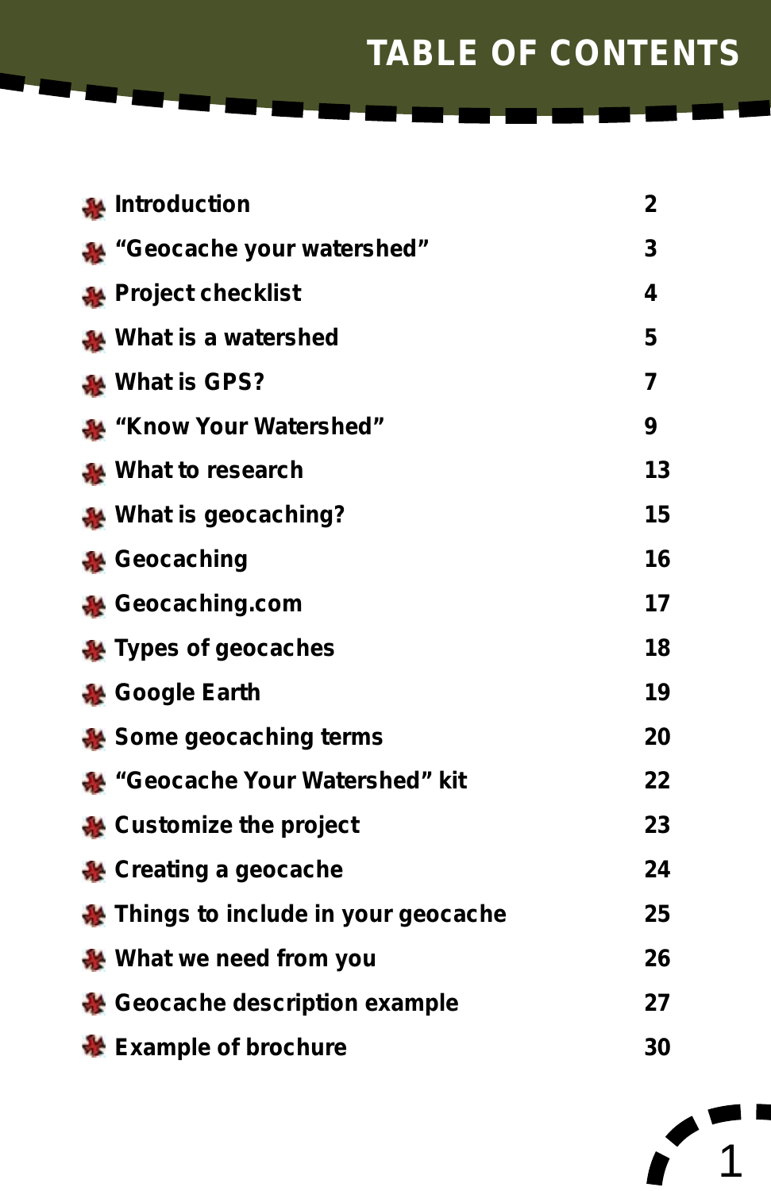# TABLE OF CONTENTS

| | |
|---|---|
| Introduction | 2 |
| "Geocache your watershed" | 3 |
| Project checklist | 4 |
| What is a watershed | 5 |
| What is GPS? | 7 |
| "Know Your Watershed" | 9 |
| What to research | 13 |
| What is geocaching? | 15 |
| Geocaching | 16 |
| Geocaching.com | 17 |
| Types of geocaches | 18 |
| Google Earth | 19 |
| Some geocaching terms | 20 |
| "Geocache Your Watershed" kit | 22 |
| Customize the project | 23 |
| Creating a geocache | 24 |
| Things to include in your geocache | 25 |
| What we need from you | 26 |
| Geocache description example | 27 |
| Example of brochure | 30 |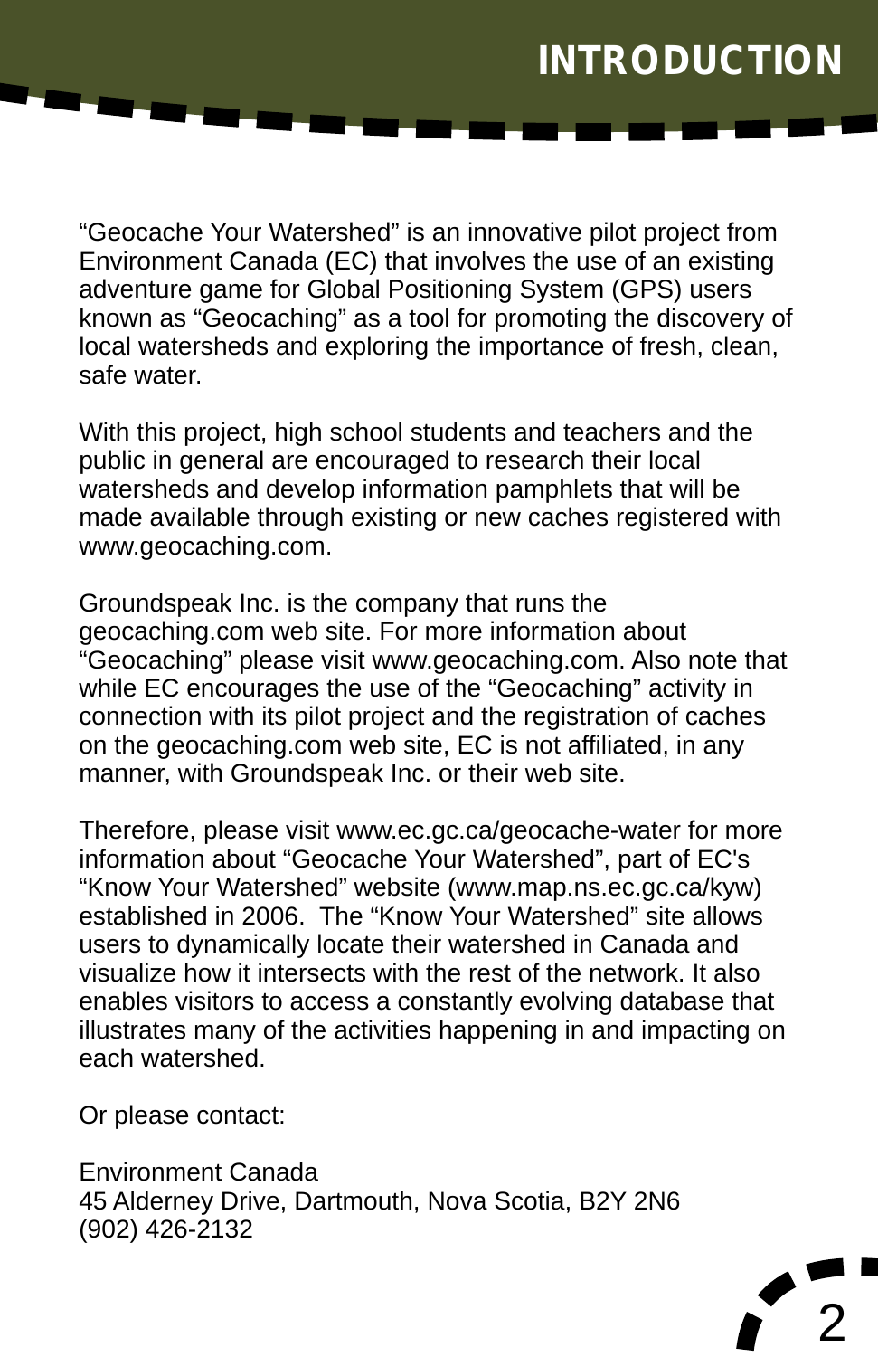# INTRODUCTION

“Geocache Your Watershed” is an innovative pilot project from Environment Canada (EC) that involves the use of an existing adventure game for Global Positioning System (GPS) users known as “Geocaching” as a tool for promoting the discovery of local watersheds and exploring the importance of fresh, clean, safe water.

With this project, high school students and teachers and the public in general are encouraged to research their local watersheds and develop information pamphlets that will be made available through existing or new caches registered with www.geocaching.com.

Groundspeak Inc. is the company that runs the geocaching.com web site. For more information about “Geocaching” please visit www.geocaching.com. Also note that while EC encourages the use of the “Geocaching” activity in connection with its pilot project and the registration of caches on the geocaching.com web site, EC is not affiliated, in any manner, with Groundspeak Inc. or their web site.

Therefore, please visit www.ec.gc.ca/geocache-water for more information about “Geocache Your Watershed”, part of EC's “Know Your Watershed” website (www.map.ns.ec.gc.ca/kyw) established in 2006. The “Know Your Watershed” site allows users to dynamically locate their watershed in Canada and visualize how it intersects with the rest of the network. It also enables visitors to access a constantly evolving database that illustrates many of the activities happening in and impacting on each watershed.

Or please contact:

Environment Canada  
45 Alderney Drive, Dartmouth, Nova Scotia, B2Y 2N6  
(902) 426-2132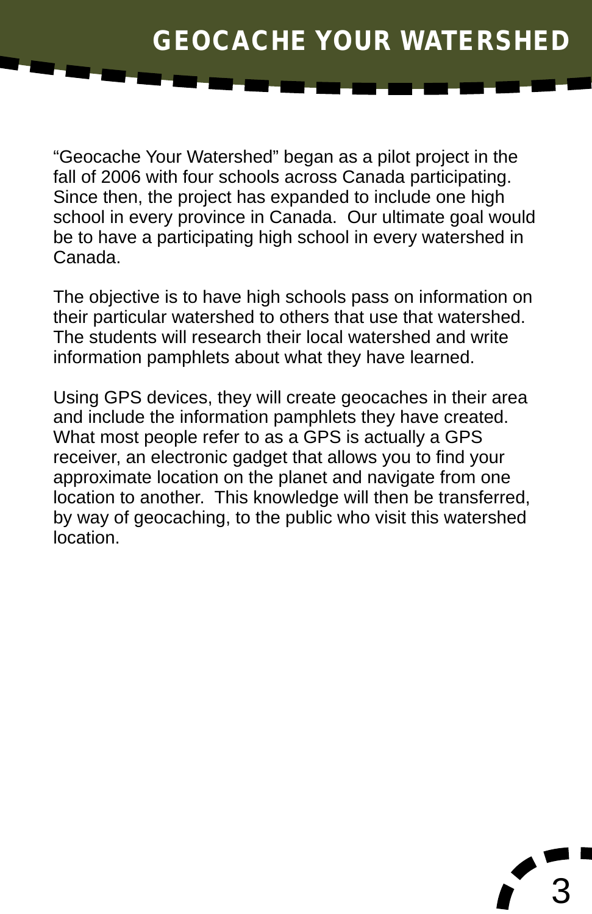"Geocache Your Watershed" began as a pilot project in the fall of 2006 with four schools across Canada participating. Since then, the project has expanded to include one high school in every province in Canada. Our ultimate goal would be to have a participating high school in every watershed in Canada.

The objective is to have high schools pass on information on their particular watershed to others that use that watershed. The students will research their local watershed and write information pamphlets about what they have learned.

Using GPS devices, they will create geocaches in their area and include the information pamphlets they have created. What most people refer to as a GPS is actually a GPS receiver, an electronic gadget that allows you to find your approximate location on the planet and navigate from one location to another. This knowledge will then be transferred, by way of geocaching, to the public who visit this watershed location.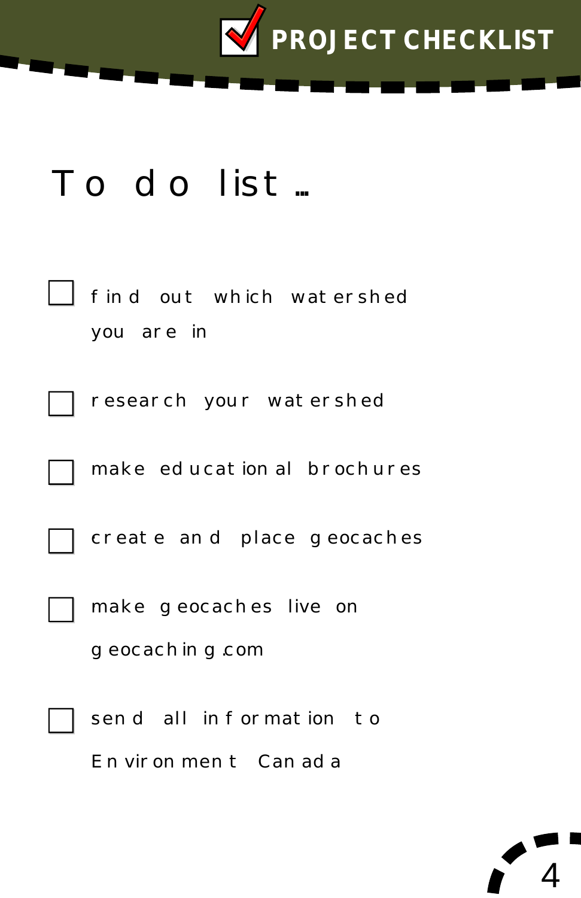# PROJECT CHECKLIST

## To do list…

- [ ] find out which watershed you are in
- [ ] research your watershed
- [ ] make educational brochures
- [ ] create and place geocaches
- [ ] make geocaches live on geocaching.com
- [ ] send all information to Environment Canada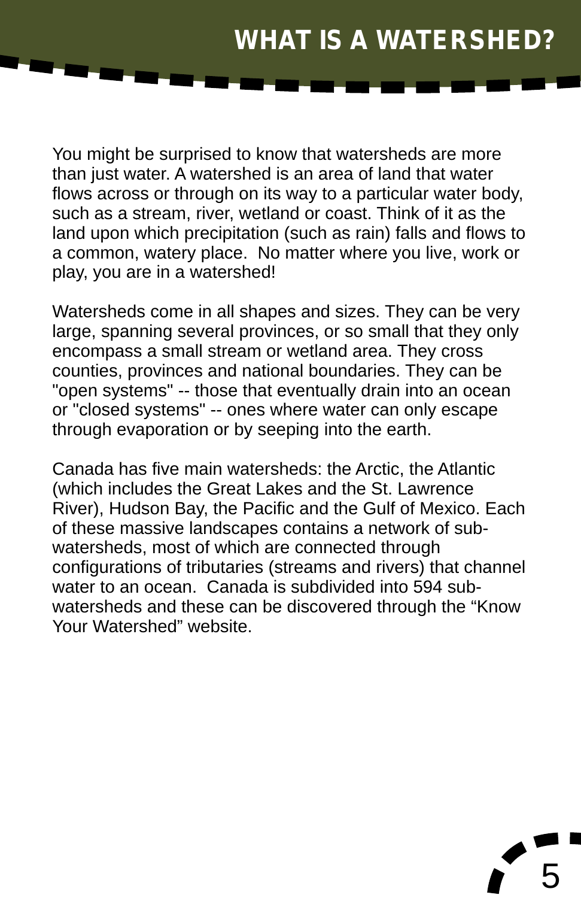# WHAT IS A WATERSHED?

You might be surprised to know that watersheds are more than just water. A watershed is an area of land that water flows across or through on its way to a particular water body, such as a stream, river, wetland or coast. Think of it as the land upon which precipitation (such as rain) falls and flows to a common, watery place. No matter where you live, work or play, you are in a watershed!

Watersheds come in all shapes and sizes. They can be very large, spanning several provinces, or so small that they only encompass a small stream or wetland area. They cross counties, provinces and national boundaries. They can be "open systems" -- those that eventually drain into an ocean or "closed systems" -- ones where water can only escape through evaporation or by seeping into the earth.

Canada has five main watersheds: the Arctic, the Atlantic (which includes the Great Lakes and the St. Lawrence River), Hudson Bay, the Pacific and the Gulf of Mexico. Each of these massive landscapes contains a network of sub-watersheds, most of which are connected through configurations of tributaries (streams and rivers) that channel water to an ocean. Canada is subdivided into 594 sub-watersheds and these can be discovered through the "Know Your Watershed" website.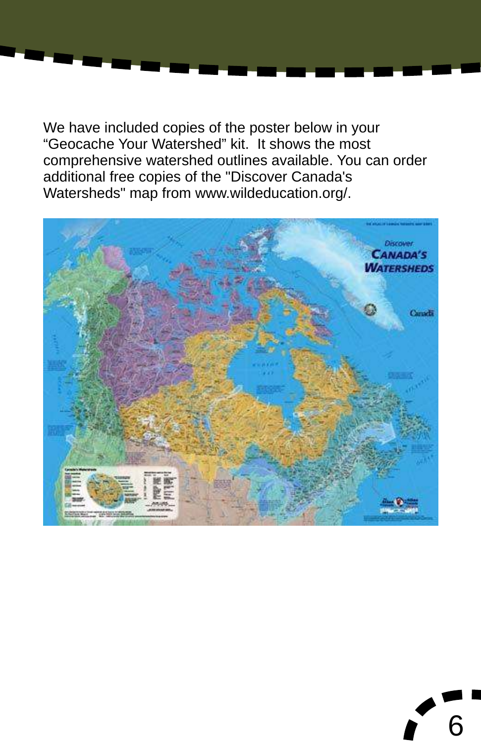We have included copies of the poster below in your "Geocache Your Watershed" kit.  It shows the most comprehensive watershed outlines available. You can order additional free copies of the "Discover Canada's Watersheds" map from www.wildeducation.org/.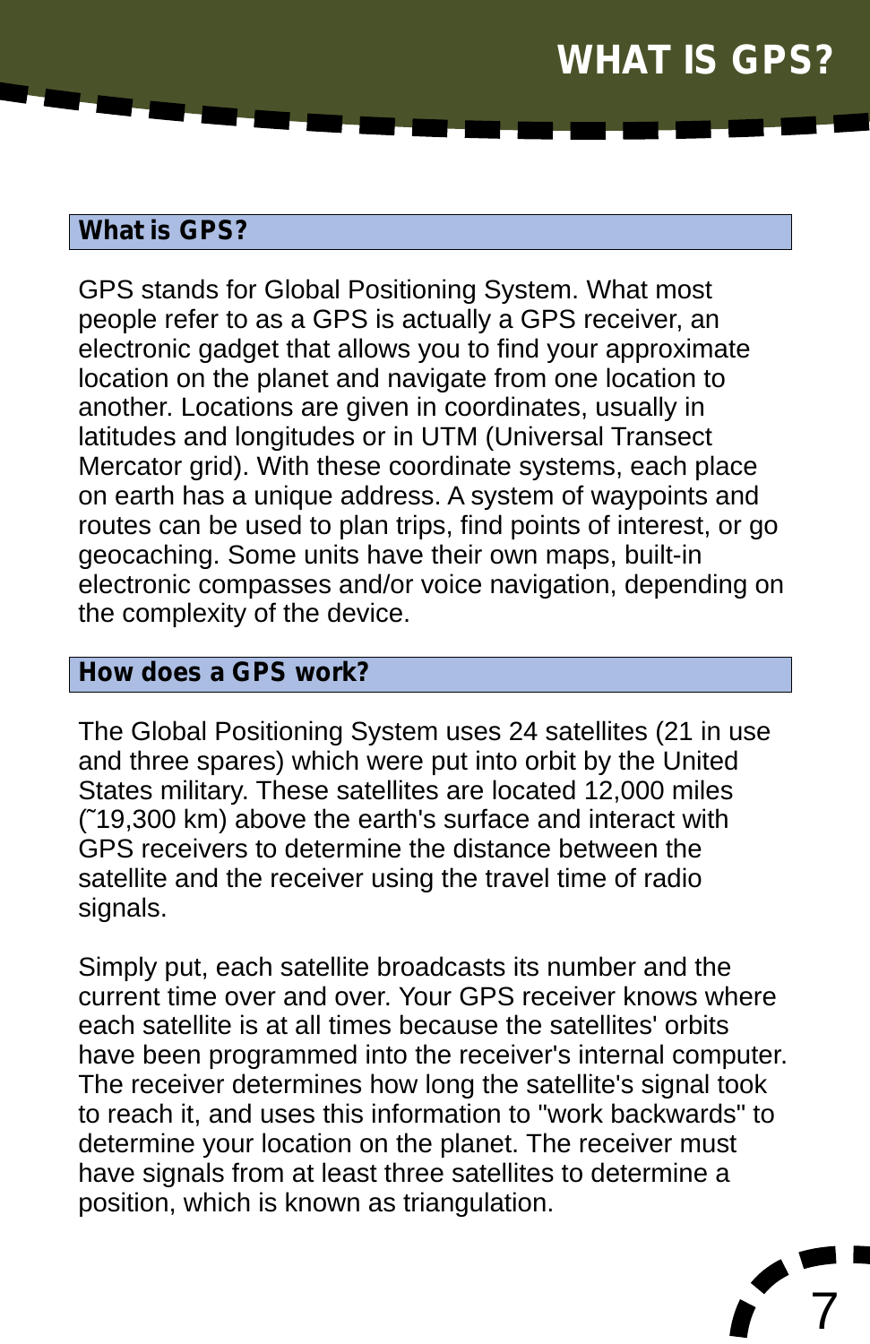## What is GPS?

GPS stands for Global Positioning System. What most people refer to as a GPS is actually a GPS receiver, an electronic gadget that allows you to find your approximate location on the planet and navigate from one location to another. Locations are given in coordinates, usually in latitudes and longitudes or in UTM (Universal Transect Mercator grid). With these coordinate systems, each place on earth has a unique address. A system of waypoints and routes can be used to plan trips, find points of interest, or go geocaching. Some units have their own maps, built-in electronic compasses and/or voice navigation, depending on the complexity of the device.

## How does a GPS work?

The Global Positioning System uses 24 satellites (21 in use and three spares) which were put into orbit by the United States military. These satellites are located 12,000 miles (˜19,300 km) above the earth's surface and interact with GPS receivers to determine the distance between the satellite and the receiver using the travel time of radio signals.

Simply put, each satellite broadcasts its number and the current time over and over. Your GPS receiver knows where each satellite is at all times because the satellites' orbits have been programmed into the receiver's internal computer. The receiver determines how long the satellite's signal took to reach it, and uses this information to "work backwards" to determine your location on the planet. The receiver must have signals from at least three satellites to determine a position, which is known as triangulation.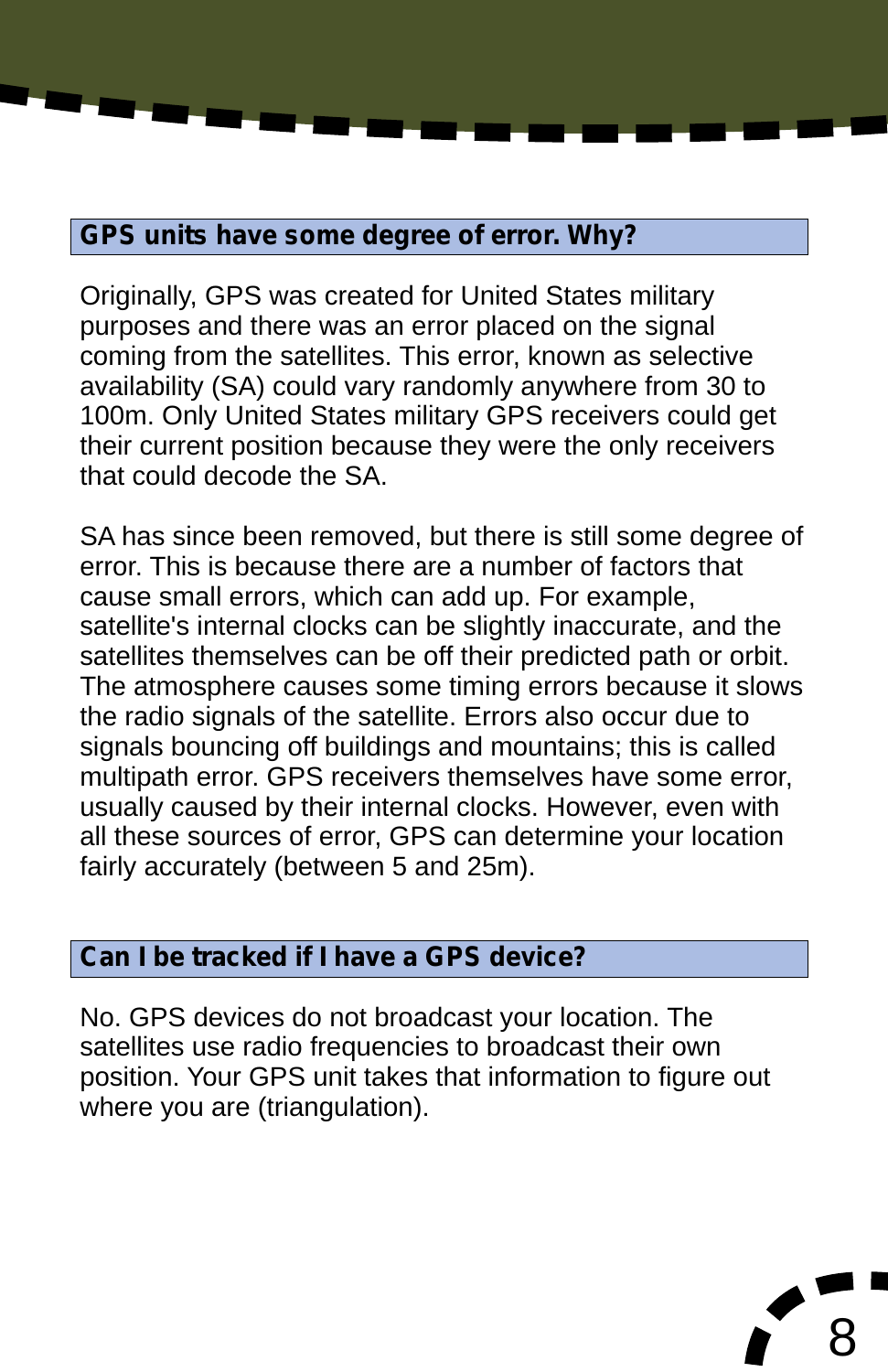## GPS units have some degree of error. Why?

Originally, GPS was created for United States military purposes and there was an error placed on the signal coming from the satellites. This error, known as selective availability (SA) could vary randomly anywhere from 30 to 100m. Only United States military GPS receivers could get their current position because they were the only receivers that could decode the SA.

SA has since been removed, but there is still some degree of error. This is because there are a number of factors that cause small errors, which can add up. For example, satellite's internal clocks can be slightly inaccurate, and the satellites themselves can be off their predicted path or orbit. The atmosphere causes some timing errors because it slows the radio signals of the satellite. Errors also occur due to signals bouncing off buildings and mountains; this is called multipath error. GPS receivers themselves have some error, usually caused by their internal clocks. However, even with all these sources of error, GPS can determine your location fairly accurately (between 5 and 25m).

## Can I be tracked if I have a GPS device?

No. GPS devices do not broadcast your location. The satellites use radio frequencies to broadcast their own position. Your GPS unit takes that information to figure out where you are (triangulation).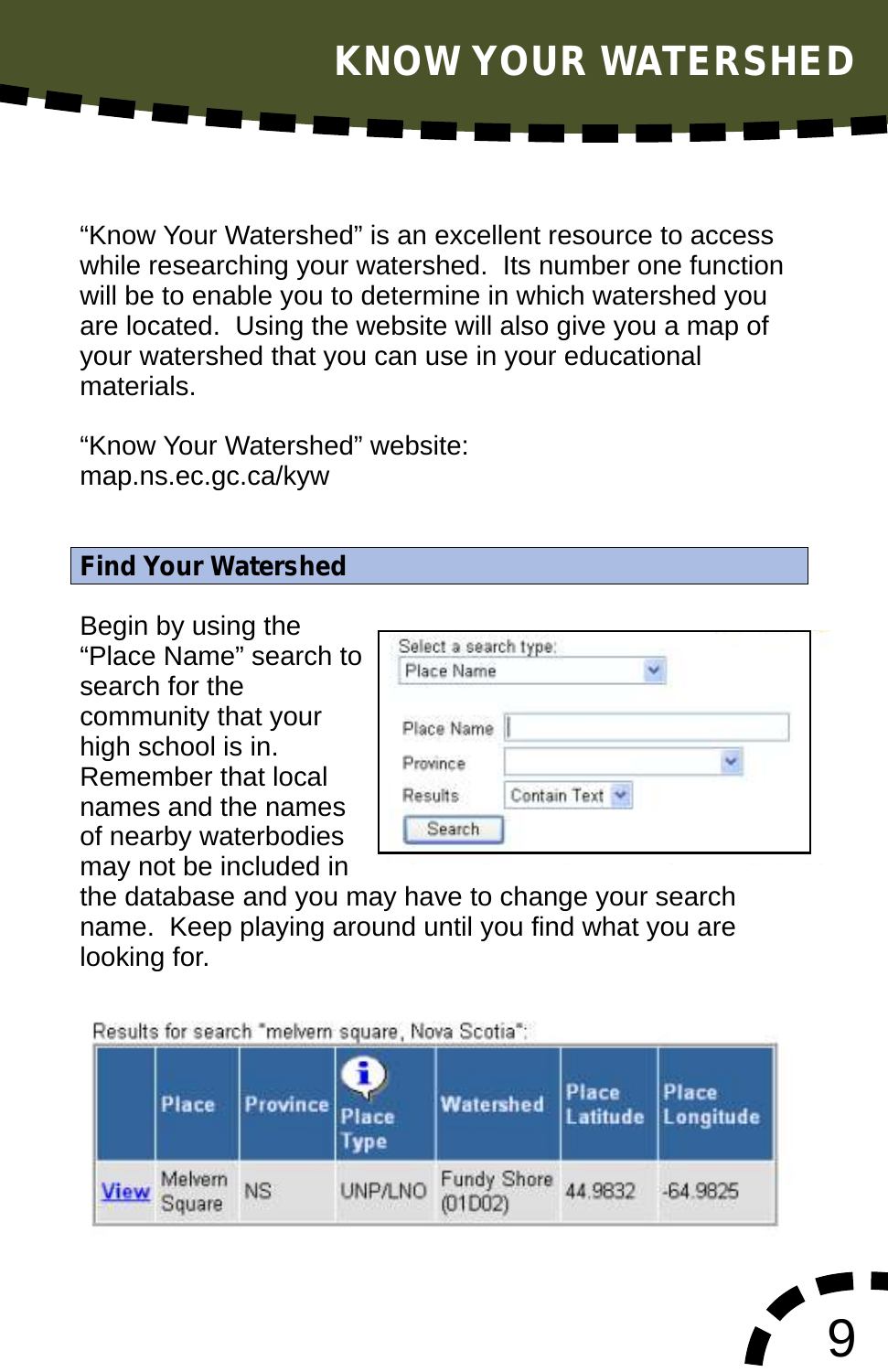# KNOW YOUR WATERSHED

"Know Your Watershed" is an excellent resource to access while researching your watershed. Its number one function will be to enable you to determine in which watershed you are located. Using the website will also give you a map of your watershed that you can use in your educational materials.

"Know Your Watershed" website:
map.ns.ec.gc.ca/kyw

## Find Your Watershed

Begin by using the "Place Name" search to search for the community that your high school is in. Remember that local names and the names of nearby waterbodies may not be included in the database and you may have to change your search name. Keep playing around until you find what you are looking for.

Select a search type:
Place Name

Place Name
Province
Results: Contain Text
Search

Results for search "melvern square, Nova Scotia":

| | Place | Province | Place Type | Watershed | Place Latitude | Place Longitude |
|---|---|---|---|---|---|---|
| View | Melvern Square | NS | UNP/LNO | Fundy Shore (01D02) | 44.9832 | -64.9825 |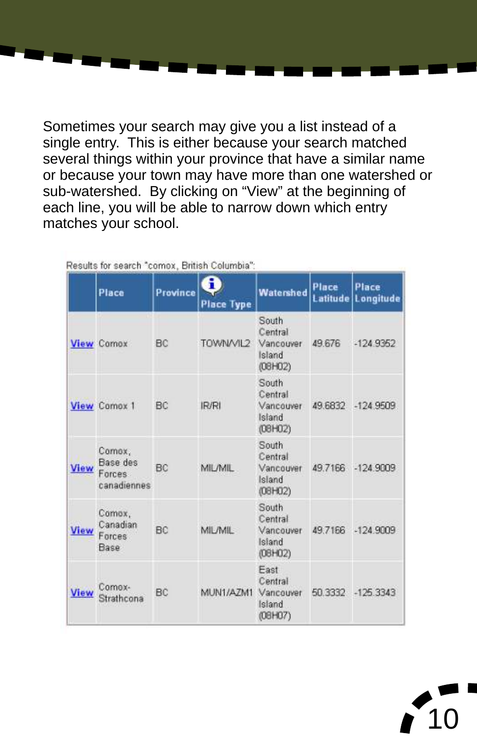Sometimes your search may give you a list instead of a single entry. This is either because your search matched several things within your province that have a similar name or because your town may have more than one watershed or sub-watershed. By clicking on "View" at the beginning of each line, you will be able to narrow down which entry matches your school.

Results for search "comox, British Columbia":

| | Place | Province | Place Type | Watershed | Place Latitude | Place Longitude |
|---|---|---|---|---|---|---|
| View | Comox | BC | TOWN/VIL2 | South Central Vancouver Island (08H02) | 49.676 | -124.9352 |
| View | Comox 1 | BC | IR/RI | South Central Vancouver Island (08H02) | 49.6832 | -124.9509 |
| View | Comox, Base des Forces canadiennes | BC | MIL/MIL | South Central Vancouver Island (08H02) | 49.7166 | -124.9009 |
| View | Comox, Canadian Forces Base | BC | MIL/MIL | South Central Vancouver Island (08H02) | 49.7166 | -124.9009 |
| View | Comox-Strathcona | BC | MUN1/AZM1 | East Central Vancouver Island (08H07) | 50.3332 | -125.3343 |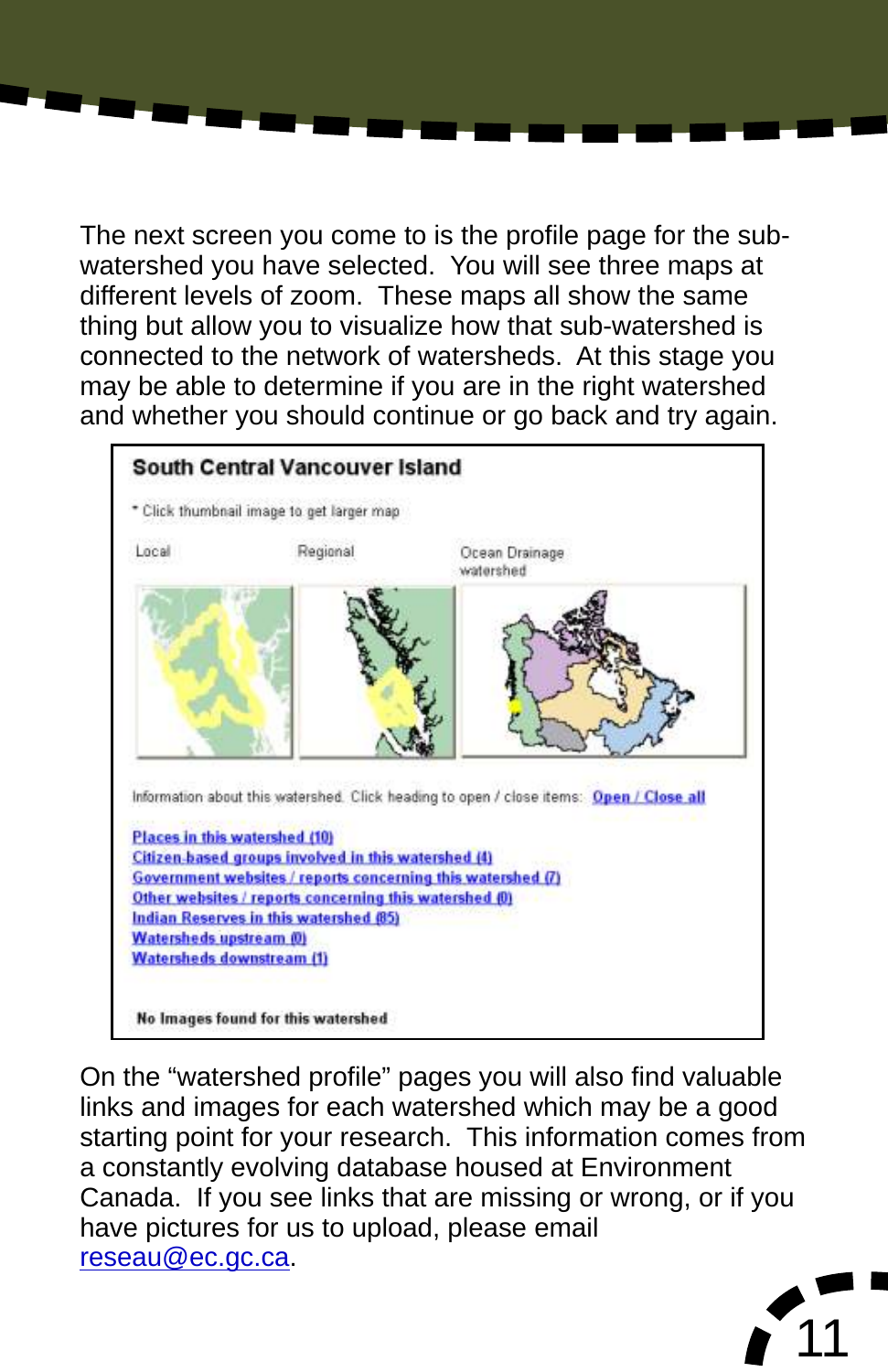The next screen you come to is the profile page for the sub-watershed you have selected. You will see three maps at different levels of zoom. These maps all show the same thing but allow you to visualize how that sub-watershed is connected to the network of watersheds. At this stage you may be able to determine if you are in the right watershed and whether you should continue or go back and try again.

**South Central Vancouver Island**

* Click thumbnail image to get larger map

Local Regional Ocean Drainage watershed

Information about this watershed. Click heading to open / close items: Open / Close all

Places in this watershed (10)
Citizen-based groups involved in this watershed (4)
Government websites / reports concerning this watershed (7)
Other websites / reports concerning this watershed (0)
Indian Reserves in this watershed (85)
Watersheds upstream (0)
Watersheds downstream (1)

**No Images found for this watershed**

On the "watershed profile" pages you will also find valuable links and images for each watershed which may be a good starting point for your research. This information comes from a constantly evolving database housed at Environment Canada. If you see links that are missing or wrong, or if you have pictures for us to upload, please email reseau@ec.gc.ca.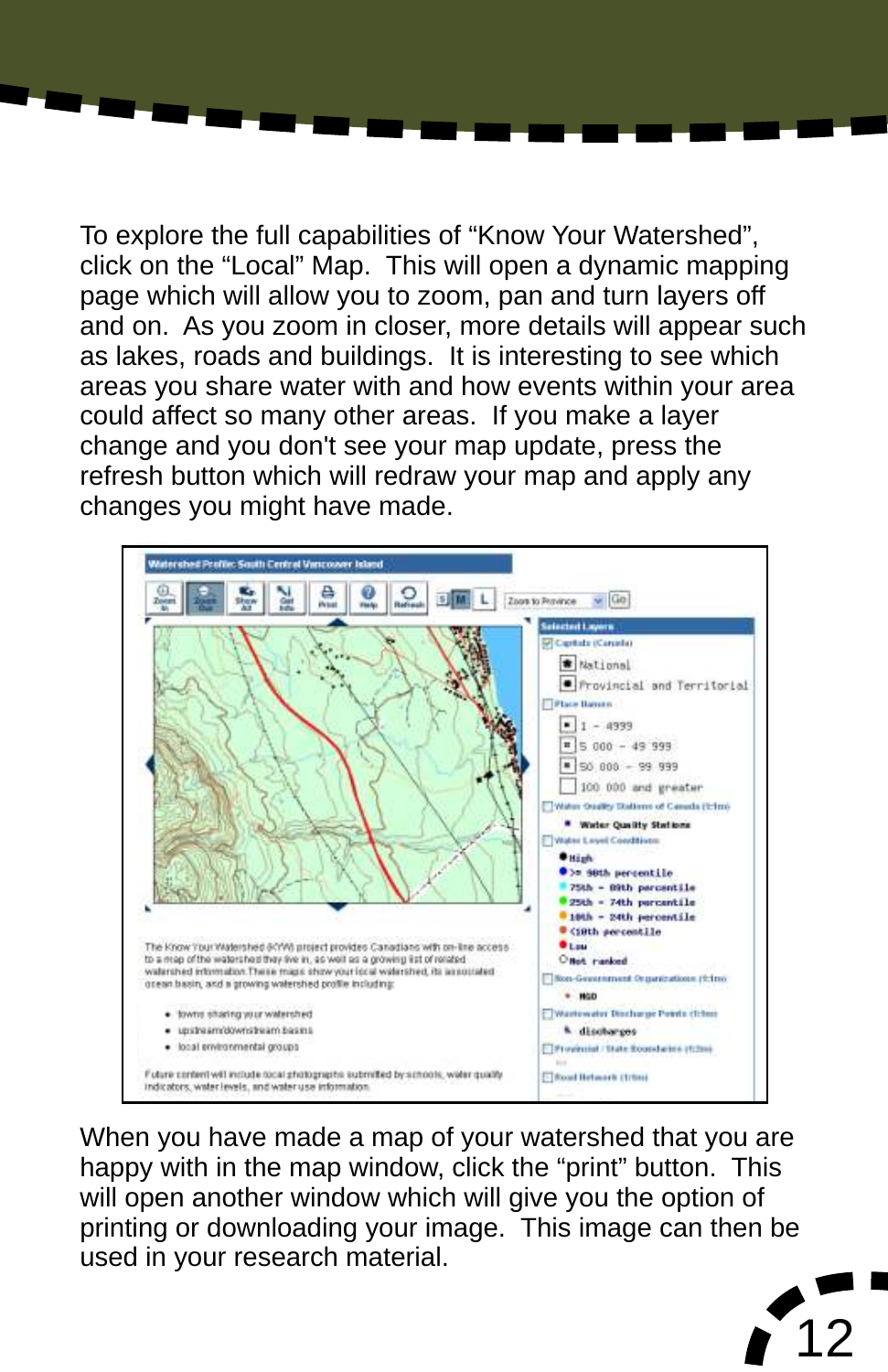To explore the full capabilities of "Know Your Watershed", click on the "Local" Map. This will open a dynamic mapping page which will allow you to zoom, pan and turn layers off and on. As you zoom in closer, more details will appear such as lakes, roads and buildings. It is interesting to see which areas you share water with and how events within your area could affect so many other areas. If you make a layer change and you don't see your map update, press the refresh button which will redraw your map and apply any changes you might have made.

When you have made a map of your watershed that you are happy with in the map window, click the "print" button. This will open another window which will give you the option of printing or downloading your image. This image can then be used in your research material.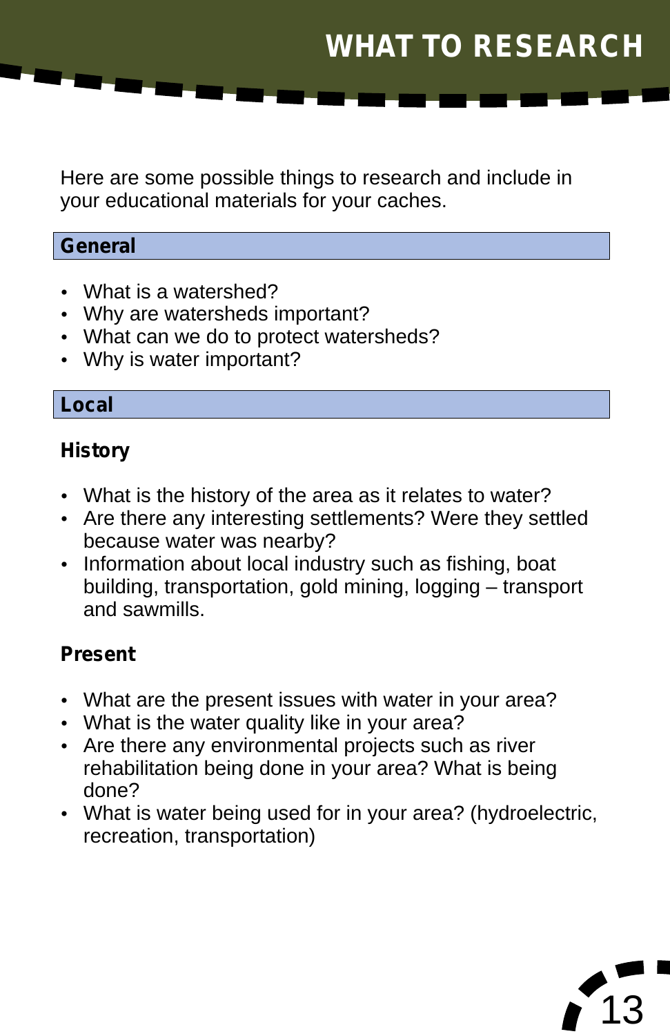# WHAT TO RESEARCH

Here are some possible things to research and include in your educational materials for your caches.

## General

- What is a watershed?
- Why are watersheds important?
- What can we do to protect watersheds?
- Why is water important?

## Local

### History

- What is the history of the area as it relates to water?
- Are there any interesting settlements? Were they settled because water was nearby?
- Information about local industry such as fishing, boat building, transportation, gold mining, logging – transport and sawmills.

### Present

- What are the present issues with water in your area?
- What is the water quality like in your area?
- Are there any environmental projects such as river rehabilitation being done in your area? What is being done?
- What is water being used for in your area? (hydroelectric, recreation, transportation)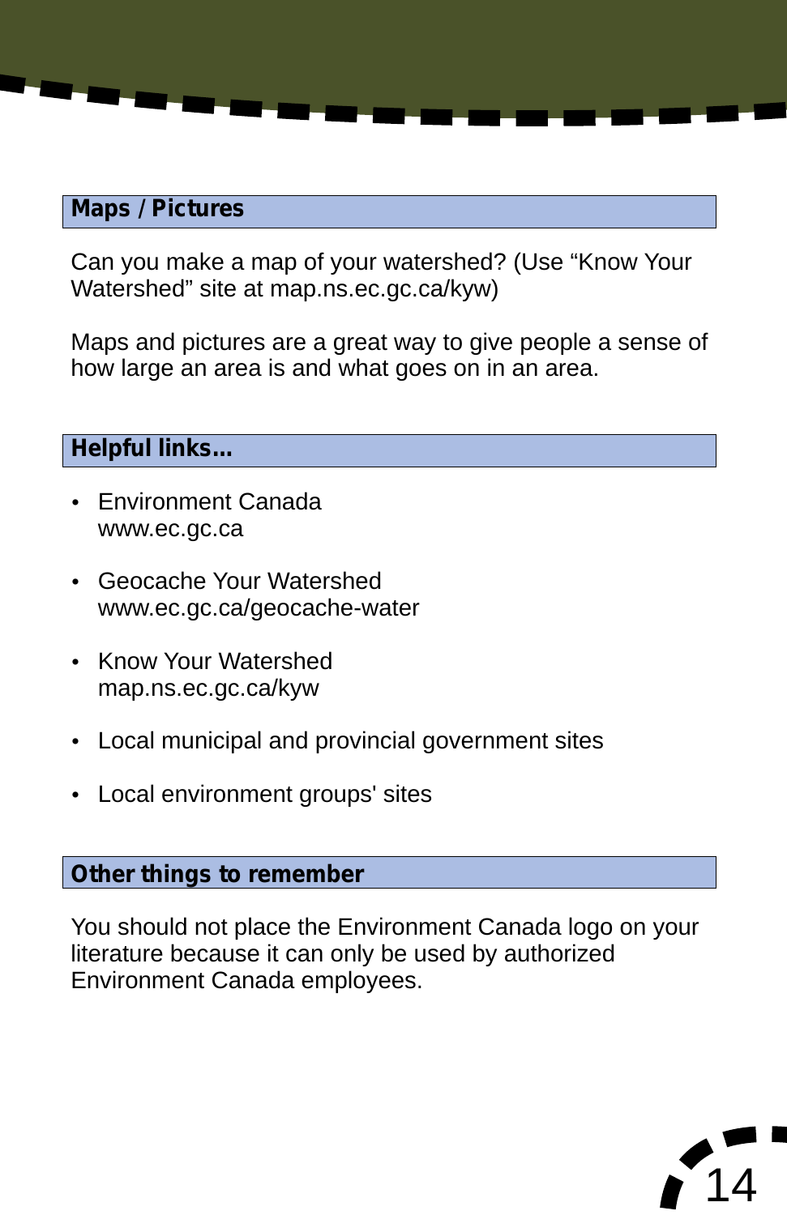## Maps / Pictures

Can you make a map of your watershed? (Use “Know Your Watershed” site at map.ns.ec.gc.ca/kyw)

Maps and pictures are a great way to give people a sense of how large an area is and what goes on in an area.

## Helpful links...

- Environment Canada
  www.ec.gc.ca

- Geocache Your Watershed
  www.ec.gc.ca/geocache-water

- Know Your Watershed
  map.ns.ec.gc.ca/kyw

- Local municipal and provincial government sites

- Local environment groups' sites

## Other things to remember

You should not place the Environment Canada logo on your literature because it can only be used by authorized Environment Canada employees.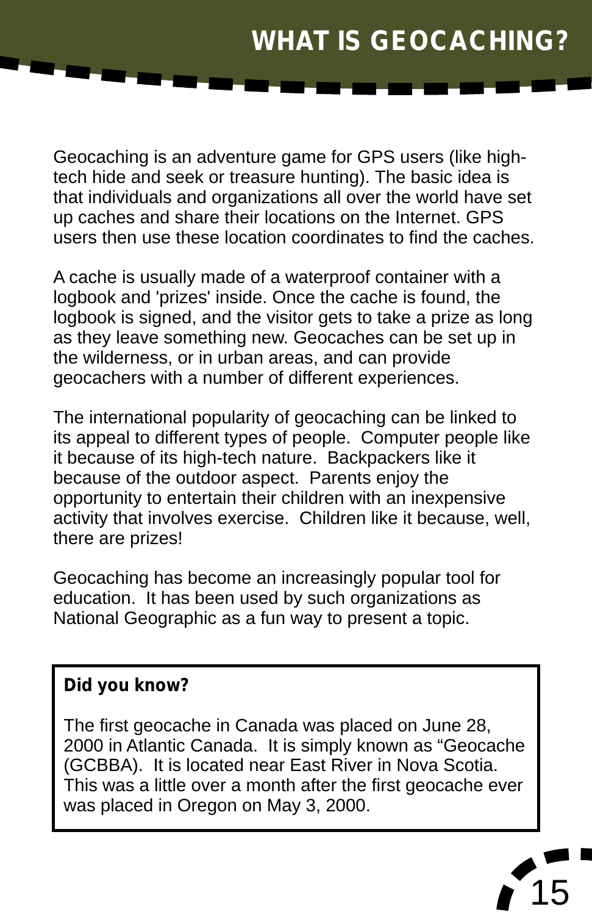# WHAT IS GEOCACHING?

Geocaching is an adventure game for GPS users (like high-tech hide and seek or treasure hunting). The basic idea is that individuals and organizations all over the world have set up caches and share their locations on the Internet. GPS users then use these location coordinates to find the caches.

A cache is usually made of a waterproof container with a logbook and 'prizes' inside. Once the cache is found, the logbook is signed, and the visitor gets to take a prize as long as they leave something new. Geocaches can be set up in the wilderness, or in urban areas, and can provide geocachers with a number of different experiences.

The international popularity of geocaching can be linked to its appeal to different types of people. Computer people like it because of its high-tech nature. Backpackers like it because of the outdoor aspect. Parents enjoy the opportunity to entertain their children with an inexpensive activity that involves exercise. Children like it because, well, there are prizes!

Geocaching has become an increasingly popular tool for education. It has been used by such organizations as National Geographic as a fun way to present a topic.

**Did you know?**

The first geocache in Canada was placed on June 28, 2000 in Atlantic Canada. It is simply known as “Geocache (GCBBA). It is located near East River in Nova Scotia. This was a little over a month after the first geocache ever was placed in Oregon on May 3, 2000.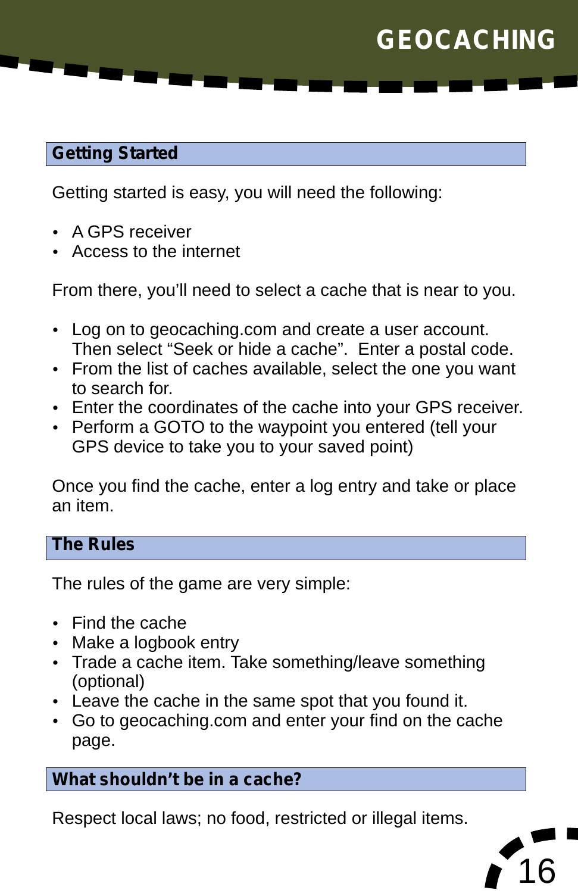## Getting Started

Getting started is easy, you will need the following:

- A GPS receiver
- Access to the internet

From there, you'll need to select a cache that is near to you.

- Log on to geocaching.com and create a user account. Then select "Seek or hide a cache". Enter a postal code.
- From the list of caches available, select the one you want to search for.
- Enter the coordinates of the cache into your GPS receiver.
- Perform a GOTO to the waypoint you entered (tell your GPS device to take you to your saved point)

Once you find the cache, enter a log entry and take or place an item.

## The Rules

The rules of the game are very simple:

- Find the cache
- Make a logbook entry
- Trade a cache item. Take something/leave something (optional)
- Leave the cache in the same spot that you found it.
- Go to geocaching.com and enter your find on the cache page.

## What shouldn't be in a cache?

Respect local laws; no food, restricted or illegal items.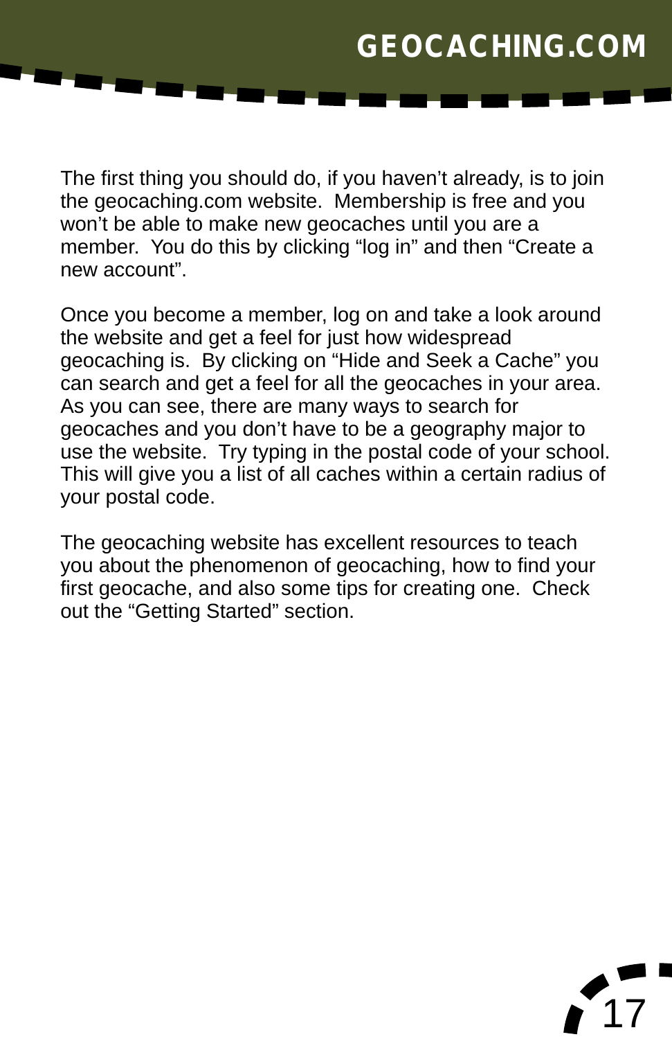The first thing you should do, if you haven't already, is to join the geocaching.com website. Membership is free and you won't be able to make new geocaches until you are a member. You do this by clicking "log in" and then "Create a new account".

Once you become a member, log on and take a look around the website and get a feel for just how widespread geocaching is. By clicking on "Hide and Seek a Cache" you can search and get a feel for all the geocaches in your area. As you can see, there are many ways to search for geocaches and you don't have to be a geography major to use the website. Try typing in the postal code of your school. This will give you a list of all caches within a certain radius of your postal code.

The geocaching website has excellent resources to teach you about the phenomenon of geocaching, how to find your first geocache, and also some tips for creating one. Check out the "Getting Started" section.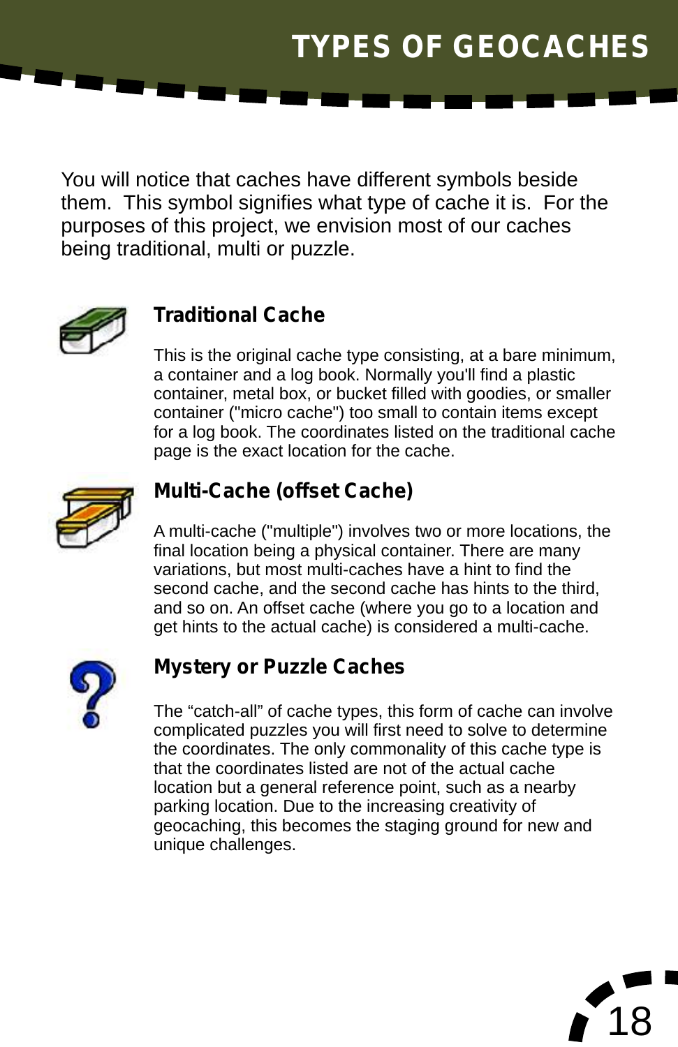# TYPES OF GEOCACHES

You will notice that caches have different symbols beside them. This symbol signifies what type of cache it is. For the purposes of this project, we envision most of our caches being traditional, multi or puzzle.

## Traditional Cache

This is the original cache type consisting, at a bare minimum, a container and a log book. Normally you'll find a plastic container, metal box, or bucket filled with goodies, or smaller container ("micro cache") too small to contain items except for a log book. The coordinates listed on the traditional cache page is the exact location for the cache.

## Multi-Cache (offset Cache)

A multi-cache ("multiple") involves two or more locations, the final location being a physical container. There are many variations, but most multi-caches have a hint to find the second cache, and the second cache has hints to the third, and so on. An offset cache (where you go to a location and get hints to the actual cache) is considered a multi-cache.

## Mystery or Puzzle Caches

The “catch-all” of cache types, this form of cache can involve complicated puzzles you will first need to solve to determine the coordinates. The only commonality of this cache type is that the coordinates listed are not of the actual cache location but a general reference point, such as a nearby parking location. Due to the increasing creativity of geocaching, this becomes the staging ground for new and unique challenges.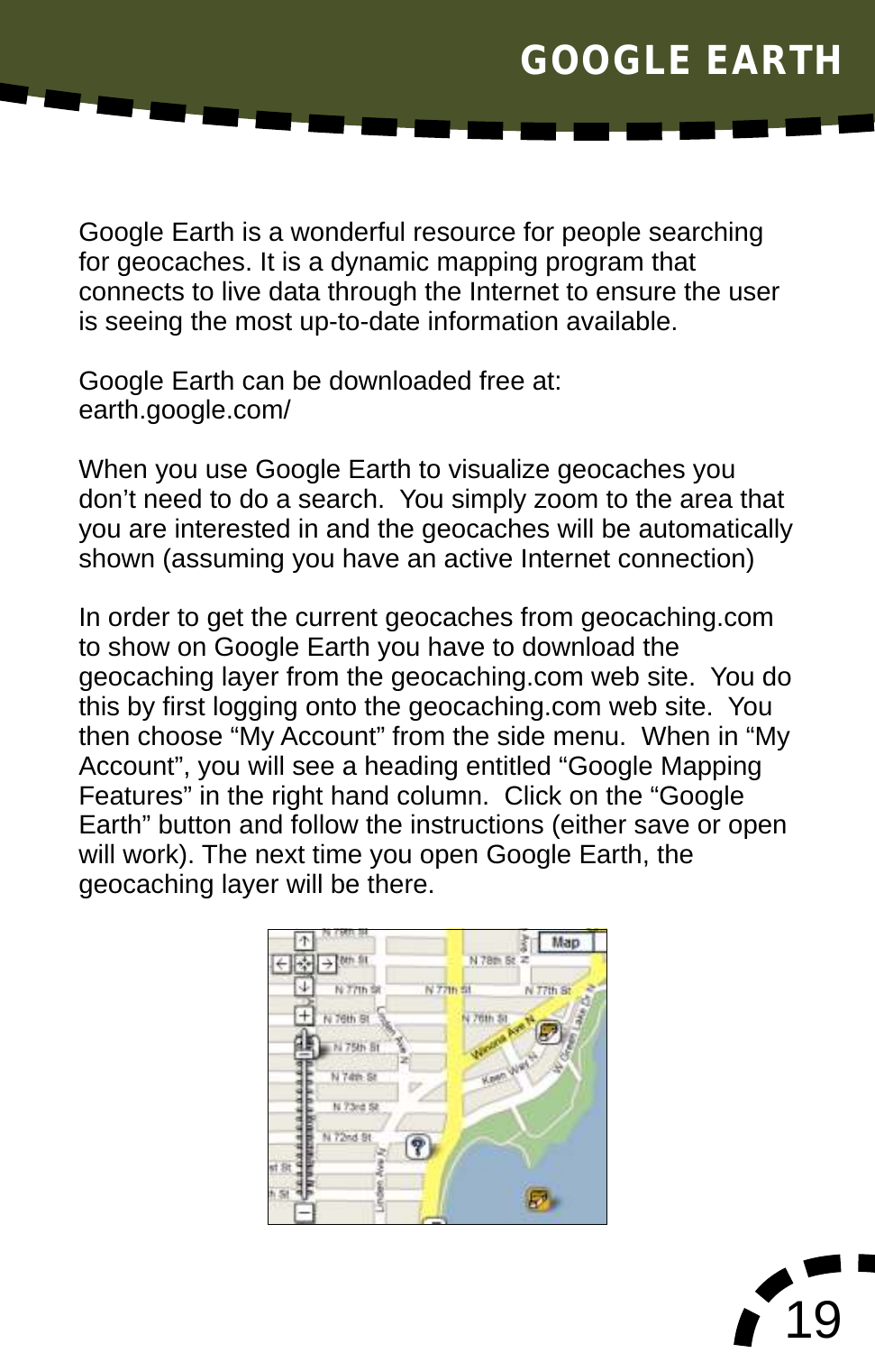# GOOGLE EARTH

Google Earth is a wonderful resource for people searching for geocaches. It is a dynamic mapping program that connects to live data through the Internet to ensure the user is seeing the most up-to-date information available.

Google Earth can be downloaded free at:
earth.google.com/

When you use Google Earth to visualize geocaches you don't need to do a search. You simply zoom to the area that you are interested in and the geocaches will be automatically shown (assuming you have an active Internet connection)

In order to get the current geocaches from geocaching.com to show on Google Earth you have to download the geocaching layer from the geocaching.com web site. You do this by first logging onto the geocaching.com web site. You then choose "My Account" from the side menu. When in "My Account", you will see a heading entitled "Google Mapping Features" in the right hand column. Click on the "Google Earth" button and follow the instructions (either save or open will work). The next time you open Google Earth, the geocaching layer will be there.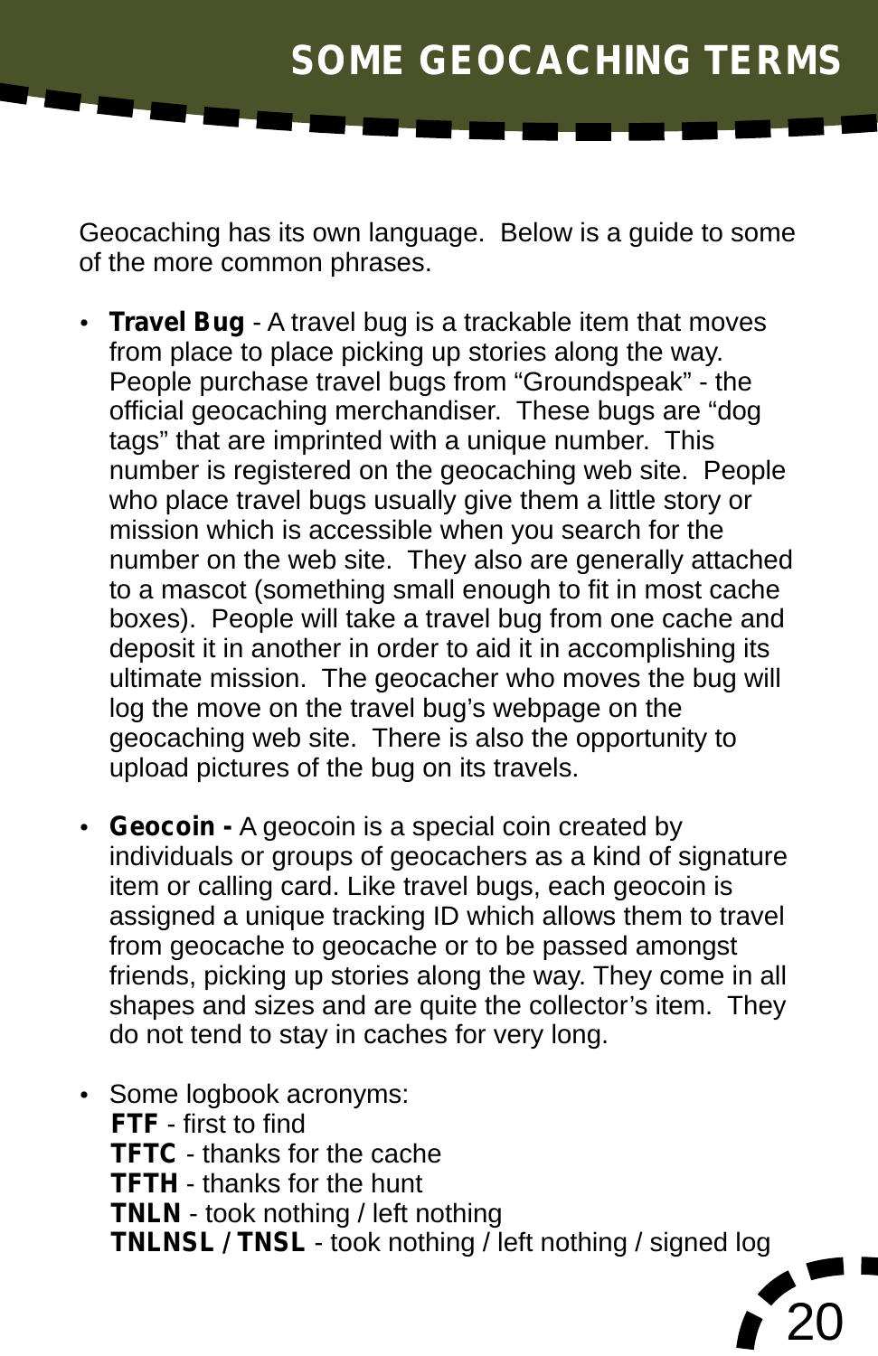# SOME GEOCACHING TERMS

Geocaching has its own language. Below is a guide to some of the more common phrases.

- **Travel Bug** - A travel bug is a trackable item that moves from place to place picking up stories along the way. People purchase travel bugs from “Groundspeak” - the official geocaching merchandiser. These bugs are “dog tags” that are imprinted with a unique number. This number is registered on the geocaching web site. People who place travel bugs usually give them a little story or mission which is accessible when you search for the number on the web site. They also are generally attached to a mascot (something small enough to fit in most cache boxes). People will take a travel bug from one cache and deposit it in another in order to aid it in accomplishing its ultimate mission. The geocacher who moves the bug will log the move on the travel bug’s webpage on the geocaching web site. There is also the opportunity to upload pictures of the bug on its travels.

- **Geocoin -** A geocoin is a special coin created by individuals or groups of geocachers as a kind of signature item or calling card. Like travel bugs, each geocoin is assigned a unique tracking ID which allows them to travel from geocache to geocache or to be passed amongst friends, picking up stories along the way. They come in all shapes and sizes and are quite the collector’s item. They do not tend to stay in caches for very long.

- Some logbook acronyms:
  **FTF** - first to find
  **TFTC** - thanks for the cache
  **TFTH** - thanks for the hunt
  **TNLN** - took nothing / left nothing
  **TNLNSL / TNSL** - took nothing / left nothing / signed log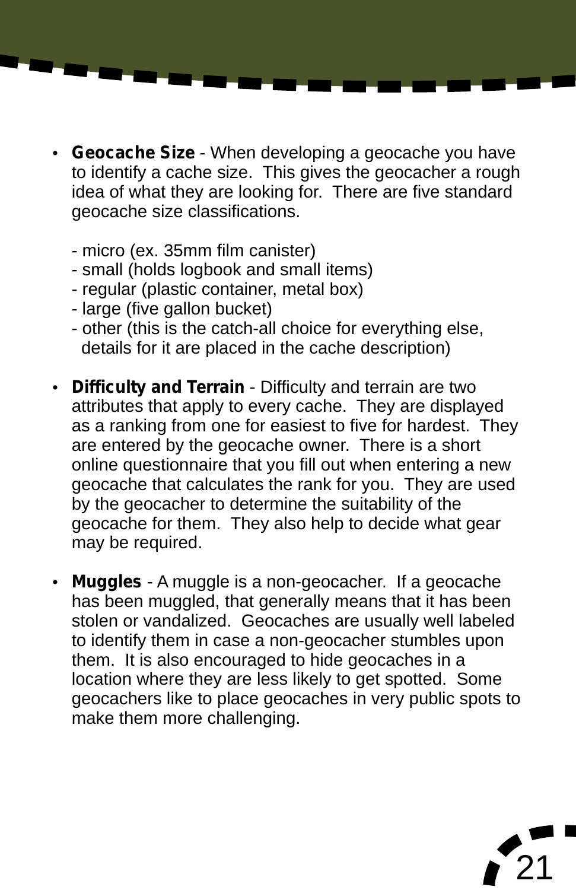- **Geocache Size** - When developing a geocache you have to identify a cache size.  This gives the geocacher a rough idea of what they are looking for.  There are five standard geocache size classifications.

  - micro (ex. 35mm film canister)
  - small (holds logbook and small items)
  - regular (plastic container, metal box)
  - large (five gallon bucket)
  - other (this is the catch-all choice for everything else, details for it are placed in the cache description)

- **Difficulty and Terrain** - Difficulty and terrain are two attributes that apply to every cache.  They are displayed as a ranking from one for easiest to five for hardest.  They are entered by the geocache owner.  There is a short online questionnaire that you fill out when entering a new geocache that calculates the rank for you.  They are used by the geocacher to determine the suitability of the geocache for them.  They also help to decide what gear may be required.

- **Muggles** - A muggle is a non-geocacher.  If a geocache has been muggled, that generally means that it has been stolen or vandalized.  Geocaches are usually well labeled to identify them in case a non-geocacher stumbles upon them.  It is also encouraged to hide geocaches in a location where they are less likely to get spotted.  Some geocachers like to place geocaches in very public spots to make them more challenging.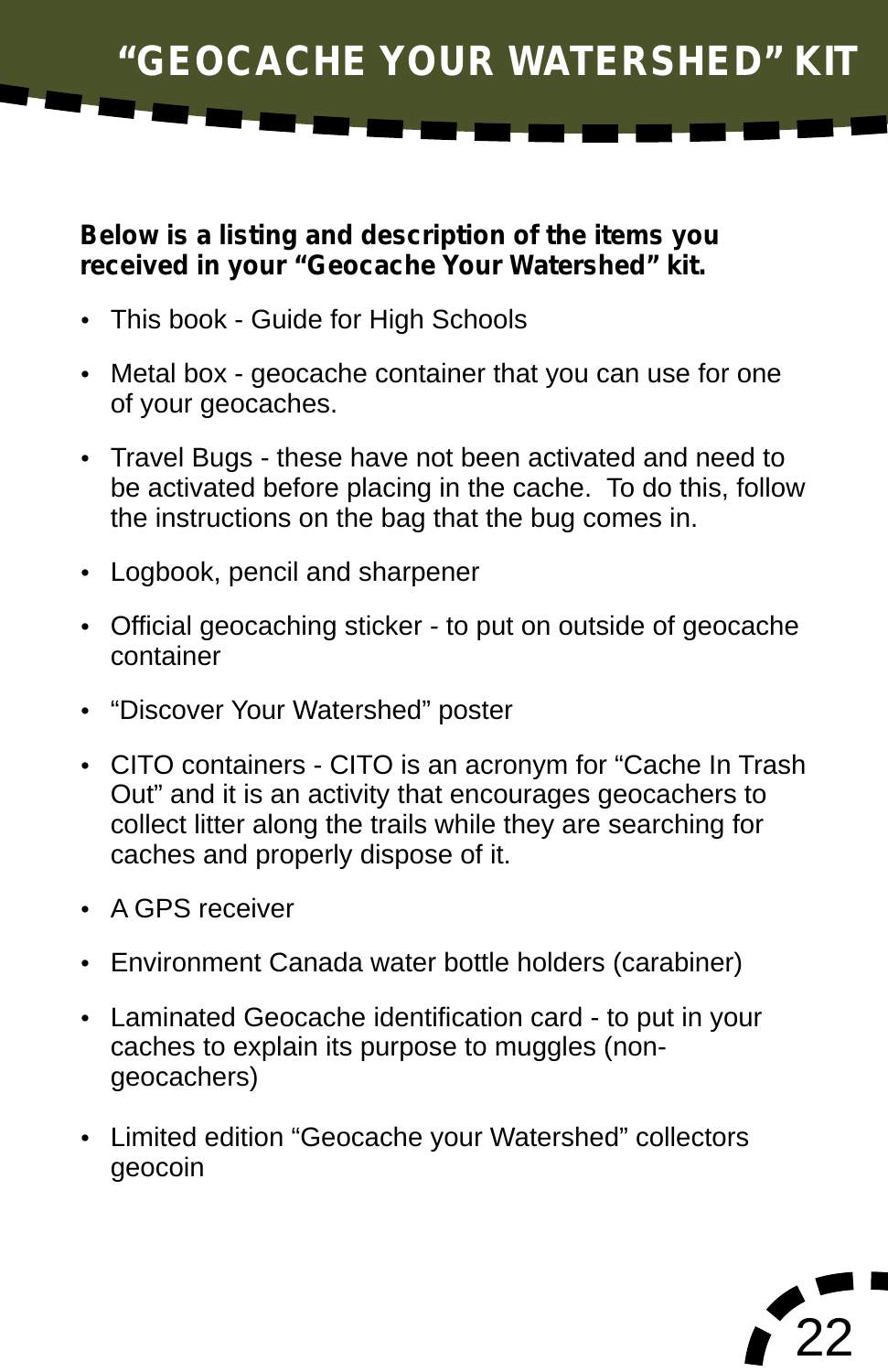# "GEOCACHE YOUR WATERSHED" KIT

**Below is a listing and description of the items you received in your "Geocache Your Watershed" kit.**

- This book - Guide for High Schools
- Metal box - geocache container that you can use for one of your geocaches.
- Travel Bugs - these have not been activated and need to be activated before placing in the cache. To do this, follow the instructions on the bag that the bug comes in.
- Logbook, pencil and sharpener
- Official geocaching sticker - to put on outside of geocache container
- "Discover Your Watershed" poster
- CITO containers - CITO is an acronym for "Cache In Trash Out" and it is an activity that encourages geocachers to collect litter along the trails while they are searching for caches and properly dispose of it.
- A GPS receiver
- Environment Canada water bottle holders (carabiner)
- Laminated Geocache identification card - to put in your caches to explain its purpose to muggles (non-geocachers)
- Limited edition "Geocache your Watershed" collectors geocoin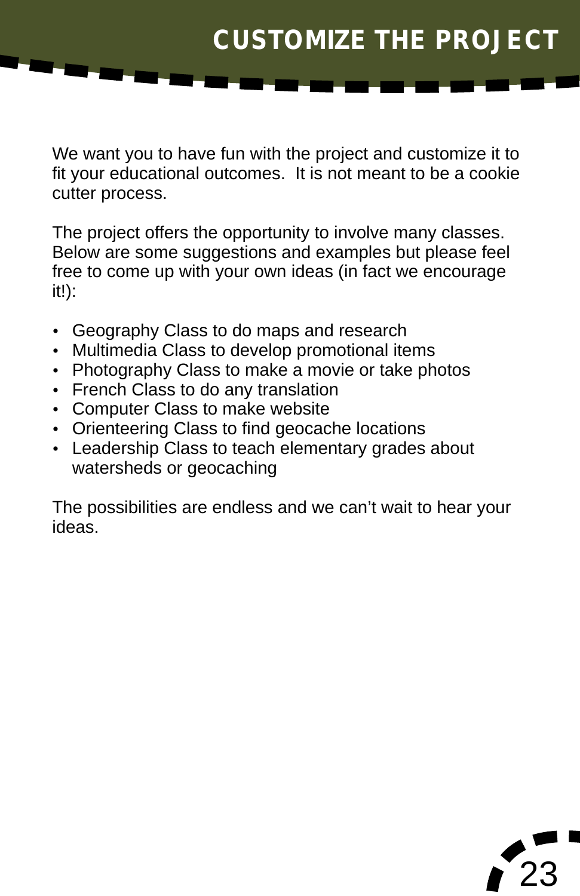# CUSTOMIZE THE PROJECT

We want you to have fun with the project and customize it to fit your educational outcomes. It is not meant to be a cookie cutter process.

The project offers the opportunity to involve many classes. Below are some suggestions and examples but please feel free to come up with your own ideas (in fact we encourage it!):

- Geography Class to do maps and research
- Multimedia Class to develop promotional items
- Photography Class to make a movie or take photos
- French Class to do any translation
- Computer Class to make website
- Orienteering Class to find geocache locations
- Leadership Class to teach elementary grades about watersheds or geocaching

The possibilities are endless and we can't wait to hear your ideas.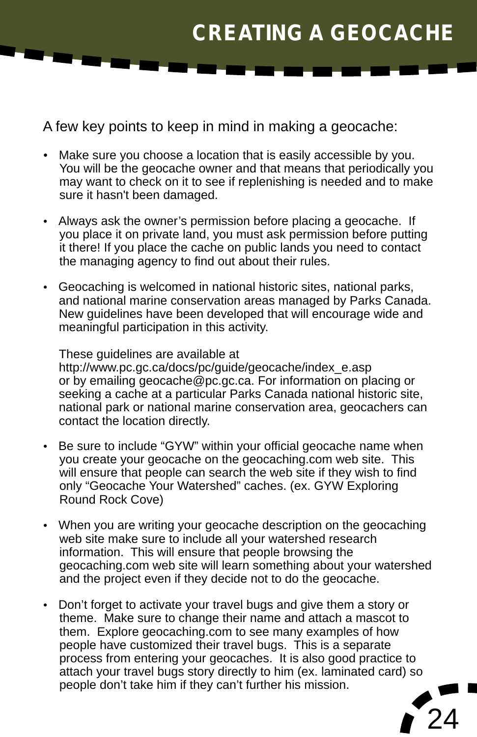# CREATING A GEOCACHE

A few key points to keep in mind in making a geocache:

- Make sure you choose a location that is easily accessible by you. You will be the geocache owner and that means that periodically you may want to check on it to see if replenishing is needed and to make sure it hasn't been damaged.

- Always ask the owner's permission before placing a geocache. If you place it on private land, you must ask permission before putting it there! If you place the cache on public lands you need to contact the managing agency to find out about their rules.

- Geocaching is welcomed in national historic sites, national parks, and national marine conservation areas managed by Parks Canada. New guidelines have been developed that will encourage wide and meaningful participation in this activity.

  These guidelines are available at http://www.pc.gc.ca/docs/pc/guide/geocache/index_e.asp or by emailing geocache@pc.gc.ca. For information on placing or seeking a cache at a particular Parks Canada national historic site, national park or national marine conservation area, geocachers can contact the location directly.

- Be sure to include "GYW" within your official geocache name when you create your geocache on the geocaching.com web site. This will ensure that people can search the web site if they wish to find only "Geocache Your Watershed" caches. (ex. GYW Exploring Round Rock Cove)

- When you are writing your geocache description on the geocaching web site make sure to include all your watershed research information. This will ensure that people browsing the geocaching.com web site will learn something about your watershed and the project even if they decide not to do the geocache.

- Don't forget to activate your travel bugs and give them a story or theme. Make sure to change their name and attach a mascot to them. Explore geocaching.com to see many examples of how people have customized their travel bugs. This is a separate process from entering your geocaches. It is also good practice to attach your travel bugs story directly to him (ex. laminated card) so people don't take him if they can't further his mission.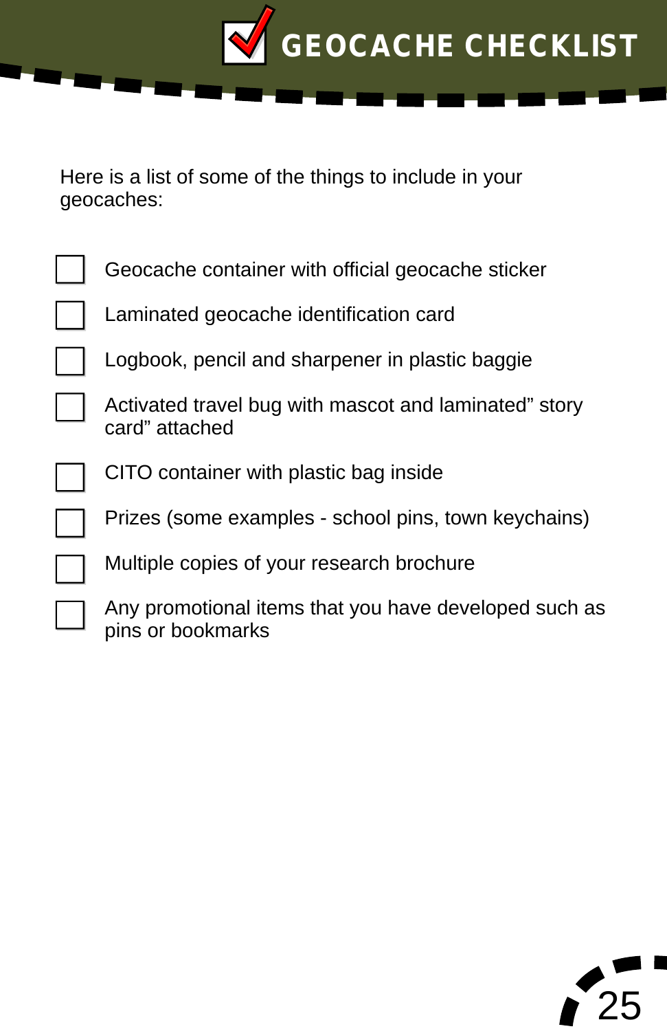# GEOCACHE CHECKLIST

Here is a list of some of the things to include in your geocaches:

- [ ] Geocache container with official geocache sticker
- [ ] Laminated geocache identification card
- [ ] Logbook, pencil and sharpener in plastic baggie
- [ ] Activated travel bug with mascot and laminated" story card" attached
- [ ] CITO container with plastic bag inside
- [ ] Prizes (some examples - school pins, town keychains)
- [ ] Multiple copies of your research brochure
- [ ] Any promotional items that you have developed such as pins or bookmarks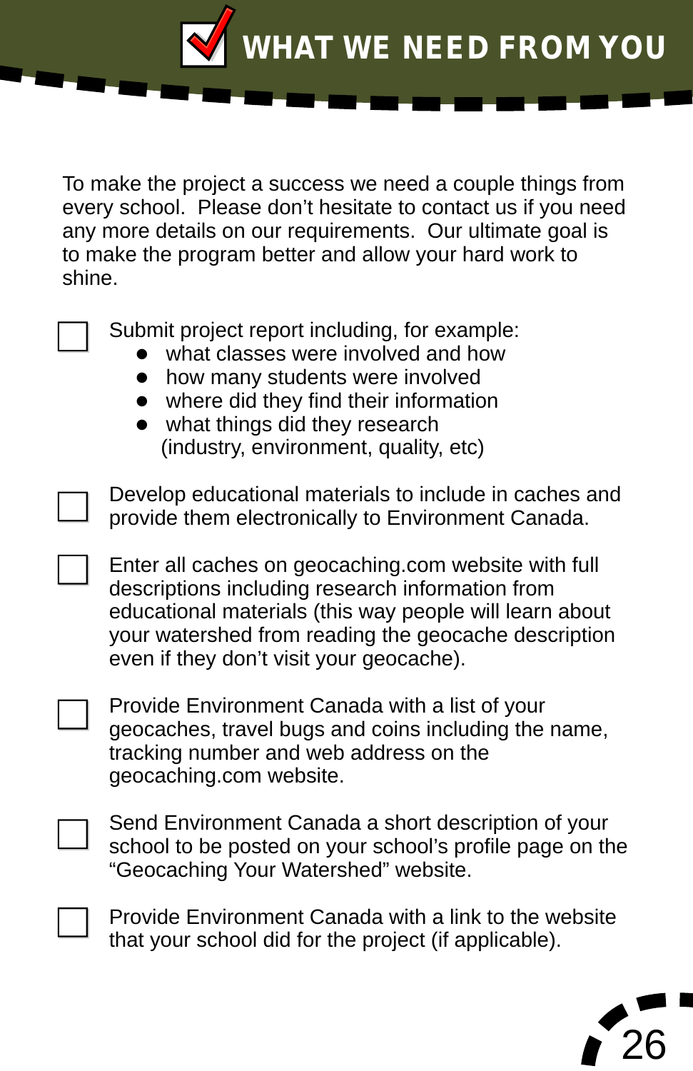# WHAT WE NEED FROM YOU

To make the project a success we need a couple things from every school. Please don't hesitate to contact us if you need any more details on our requirements. Our ultimate goal is to make the program better and allow your hard work to shine.

- [ ] Submit project report including, for example:
  - what classes were involved and how
  - how many students were involved
  - where did they find their information
  - what things did they research (industry, environment, quality, etc)

- [ ] Develop educational materials to include in caches and provide them electronically to Environment Canada.

- [ ] Enter all caches on geocaching.com website with full descriptions including research information from educational materials (this way people will learn about your watershed from reading the geocache description even if they don't visit your geocache).

- [ ] Provide Environment Canada with a list of your geocaches, travel bugs and coins including the name, tracking number and web address on the geocaching.com website.

- [ ] Send Environment Canada a short description of your school to be posted on your school's profile page on the "Geocaching Your Watershed" website.

- [ ] Provide Environment Canada with a link to the website that your school did for the project (if applicable).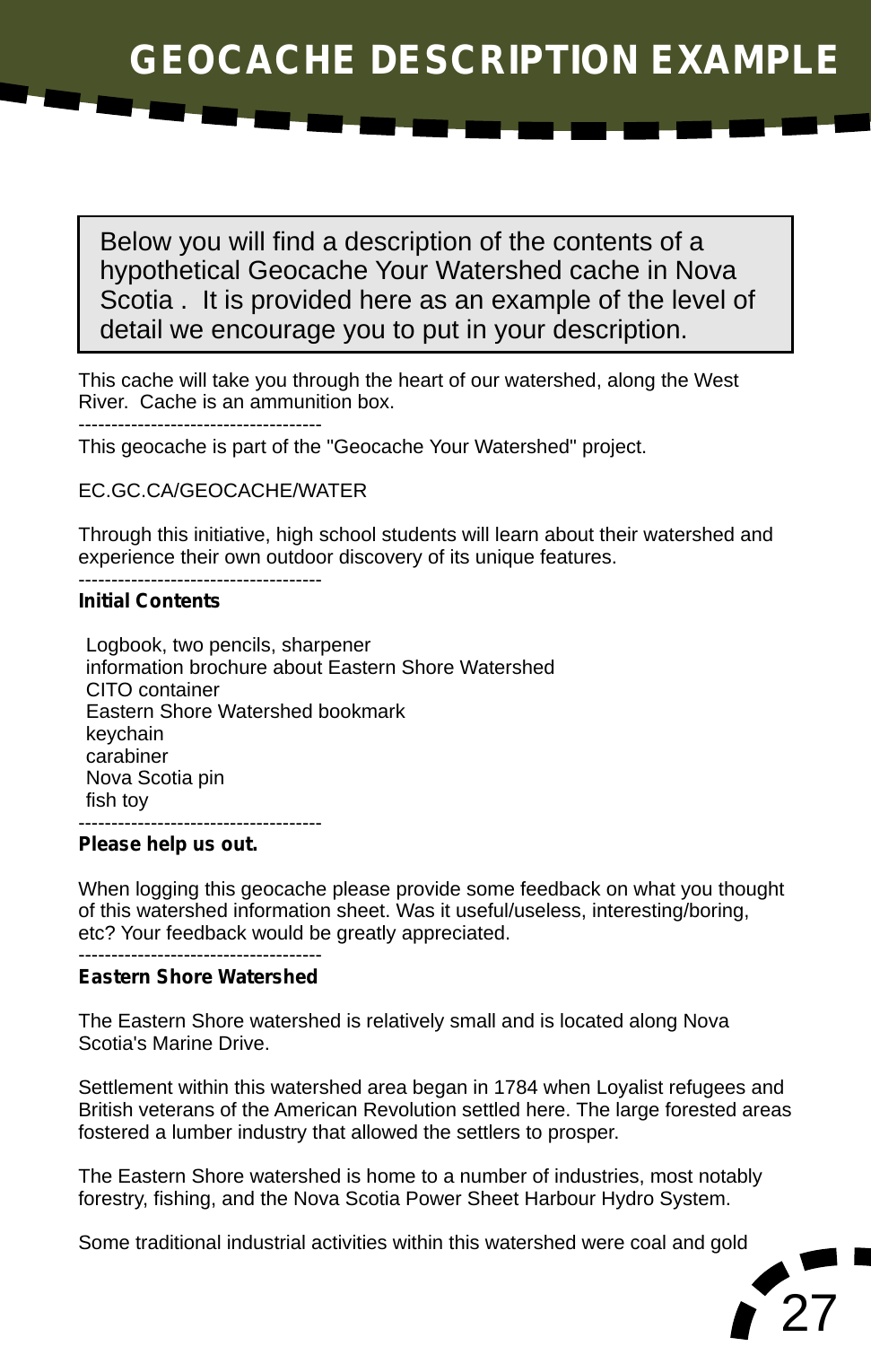# GEOCACHE DESCRIPTION EXAMPLE

Below you will find a description of the contents of a hypothetical Geocache Your Watershed cache in Nova Scotia . It is provided here as an example of the level of detail we encourage you to put in your description.

This cache will take you through the heart of our watershed, along the West River. Cache is an ammunition box.

-------------------------------------

This geocache is part of the "Geocache Your Watershed" project.

EC.GC.CA/GEOCACHE/WATER

Through this initiative, high school students will learn about their watershed and experience their own outdoor discovery of its unique features.

-------------------------------------

**Initial Contents**

Logbook, two pencils, sharpener
information brochure about Eastern Shore Watershed
CITO container
Eastern Shore Watershed bookmark
keychain
carabiner
Nova Scotia pin
fish toy

-------------------------------------

**Please help us out.**

When logging this geocache please provide some feedback on what you thought of this watershed information sheet. Was it useful/useless, interesting/boring, etc? Your feedback would be greatly appreciated.

-------------------------------------

**Eastern Shore Watershed**

The Eastern Shore watershed is relatively small and is located along Nova Scotia's Marine Drive.

Settlement within this watershed area began in 1784 when Loyalist refugees and British veterans of the American Revolution settled here. The large forested areas fostered a lumber industry that allowed the settlers to prosper.

The Eastern Shore watershed is home to a number of industries, most notably forestry, fishing, and the Nova Scotia Power Sheet Harbour Hydro System.

Some traditional industrial activities within this watershed were coal and gold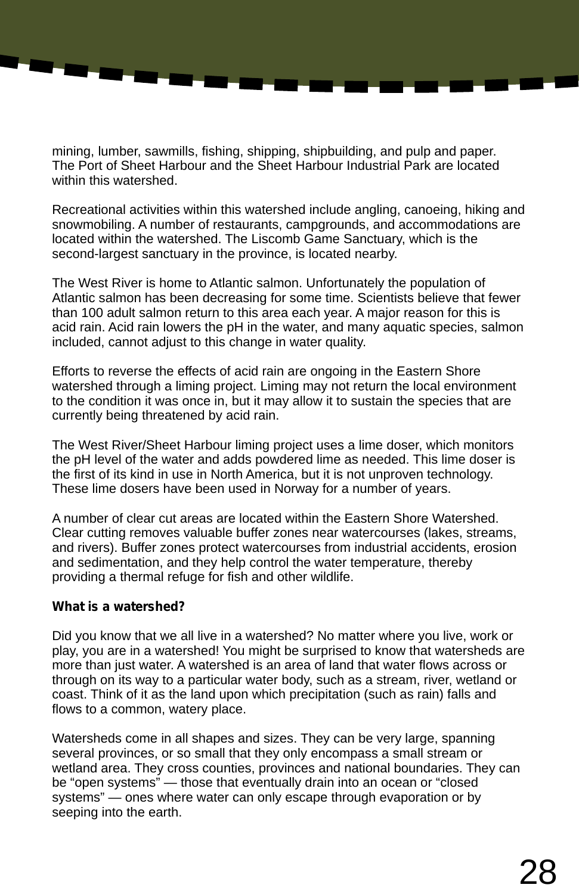mining, lumber, sawmills, fishing, shipping, shipbuilding, and pulp and paper. The Port of Sheet Harbour and the Sheet Harbour Industrial Park are located within this watershed.

Recreational activities within this watershed include angling, canoeing, hiking and snowmobiling. A number of restaurants, campgrounds, and accommodations are located within the watershed. The Liscomb Game Sanctuary, which is the second-largest sanctuary in the province, is located nearby.

The West River is home to Atlantic salmon. Unfortunately the population of Atlantic salmon has been decreasing for some time. Scientists believe that fewer than 100 adult salmon return to this area each year. A major reason for this is acid rain. Acid rain lowers the pH in the water, and many aquatic species, salmon included, cannot adjust to this change in water quality.

Efforts to reverse the effects of acid rain are ongoing in the Eastern Shore watershed through a liming project. Liming may not return the local environment to the condition it was once in, but it may allow it to sustain the species that are currently being threatened by acid rain.

The West River/Sheet Harbour liming project uses a lime doser, which monitors the pH level of the water and adds powdered lime as needed. This lime doser is the first of its kind in use in North America, but it is not unproven technology. These lime dosers have been used in Norway for a number of years.

A number of clear cut areas are located within the Eastern Shore Watershed. Clear cutting removes valuable buffer zones near watercourses (lakes, streams, and rivers). Buffer zones protect watercourses from industrial accidents, erosion and sedimentation, and they help control the water temperature, thereby providing a thermal refuge for fish and other wildlife.

**What is a watershed?**

Did you know that we all live in a watershed? No matter where you live, work or play, you are in a watershed! You might be surprised to know that watersheds are more than just water. A watershed is an area of land that water flows across or through on its way to a particular water body, such as a stream, river, wetland or coast. Think of it as the land upon which precipitation (such as rain) falls and flows to a common, watery place.

Watersheds come in all shapes and sizes. They can be very large, spanning several provinces, or so small that they only encompass a small stream or wetland area. They cross counties, provinces and national boundaries. They can be “open systems” — those that eventually drain into an ocean or “closed systems” — ones where water can only escape through evaporation or by seeping into the earth.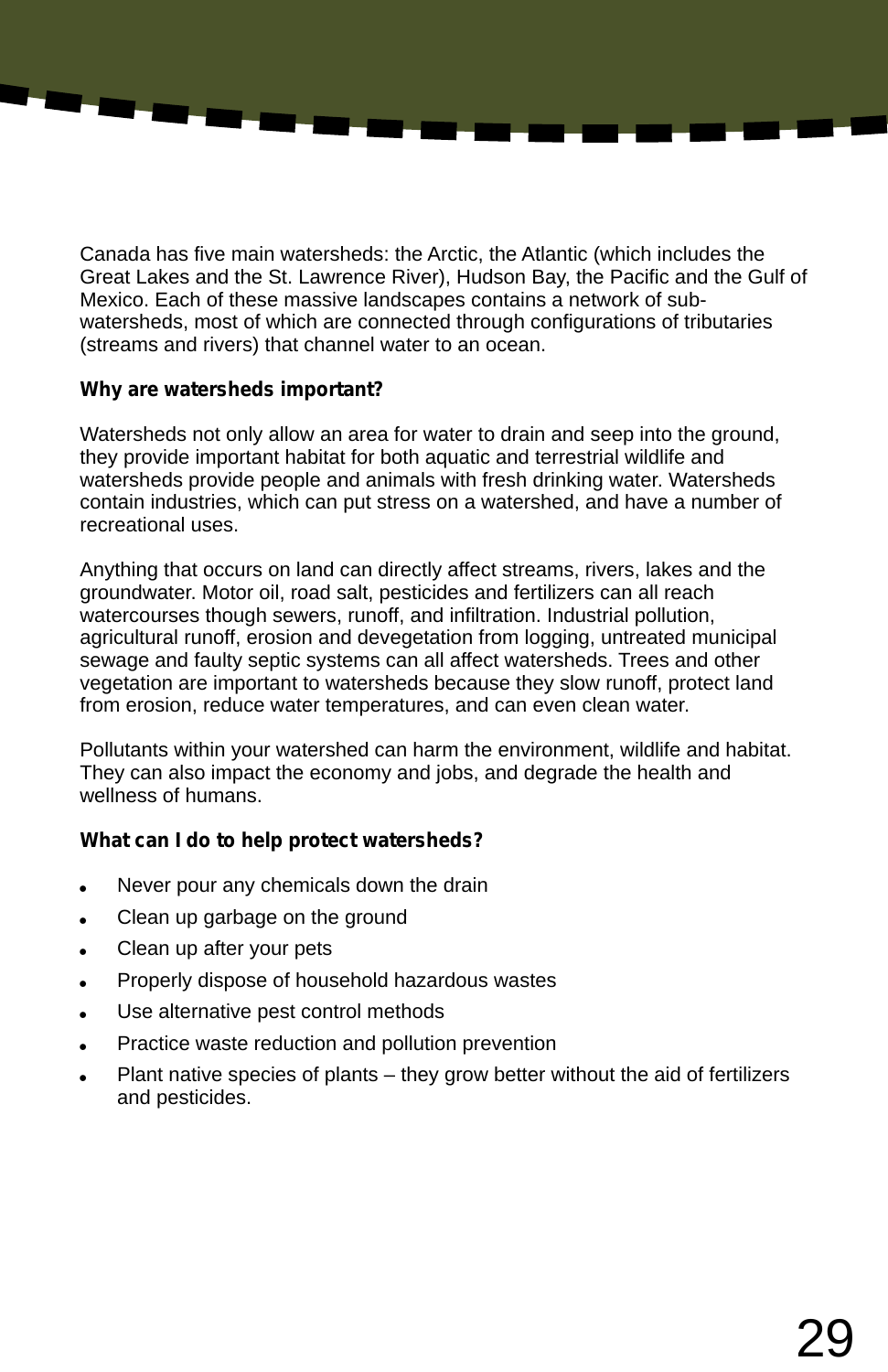Canada has five main watersheds: the Arctic, the Atlantic (which includes the Great Lakes and the St. Lawrence River), Hudson Bay, the Pacific and the Gulf of Mexico. Each of these massive landscapes contains a network of sub-watersheds, most of which are connected through configurations of tributaries (streams and rivers) that channel water to an ocean.

**Why are watersheds important?**

Watersheds not only allow an area for water to drain and seep into the ground, they provide important habitat for both aquatic and terrestrial wildlife and watersheds provide people and animals with fresh drinking water. Watersheds contain industries, which can put stress on a watershed, and have a number of recreational uses.

Anything that occurs on land can directly affect streams, rivers, lakes and the groundwater. Motor oil, road salt, pesticides and fertilizers can all reach watercourses though sewers, runoff, and infiltration. Industrial pollution, agricultural runoff, erosion and devegetation from logging, untreated municipal sewage and faulty septic systems can all affect watersheds. Trees and other vegetation are important to watersheds because they slow runoff, protect land from erosion, reduce water temperatures, and can even clean water.

Pollutants within your watershed can harm the environment, wildlife and habitat. They can also impact the economy and jobs, and degrade the health and wellness of humans.

**What can I do to help protect watersheds?**

- Never pour any chemicals down the drain
- Clean up garbage on the ground
- Clean up after your pets
- Properly dispose of household hazardous wastes
- Use alternative pest control methods
- Practice waste reduction and pollution prevention
- Plant native species of plants – they grow better without the aid of fertilizers and pesticides.